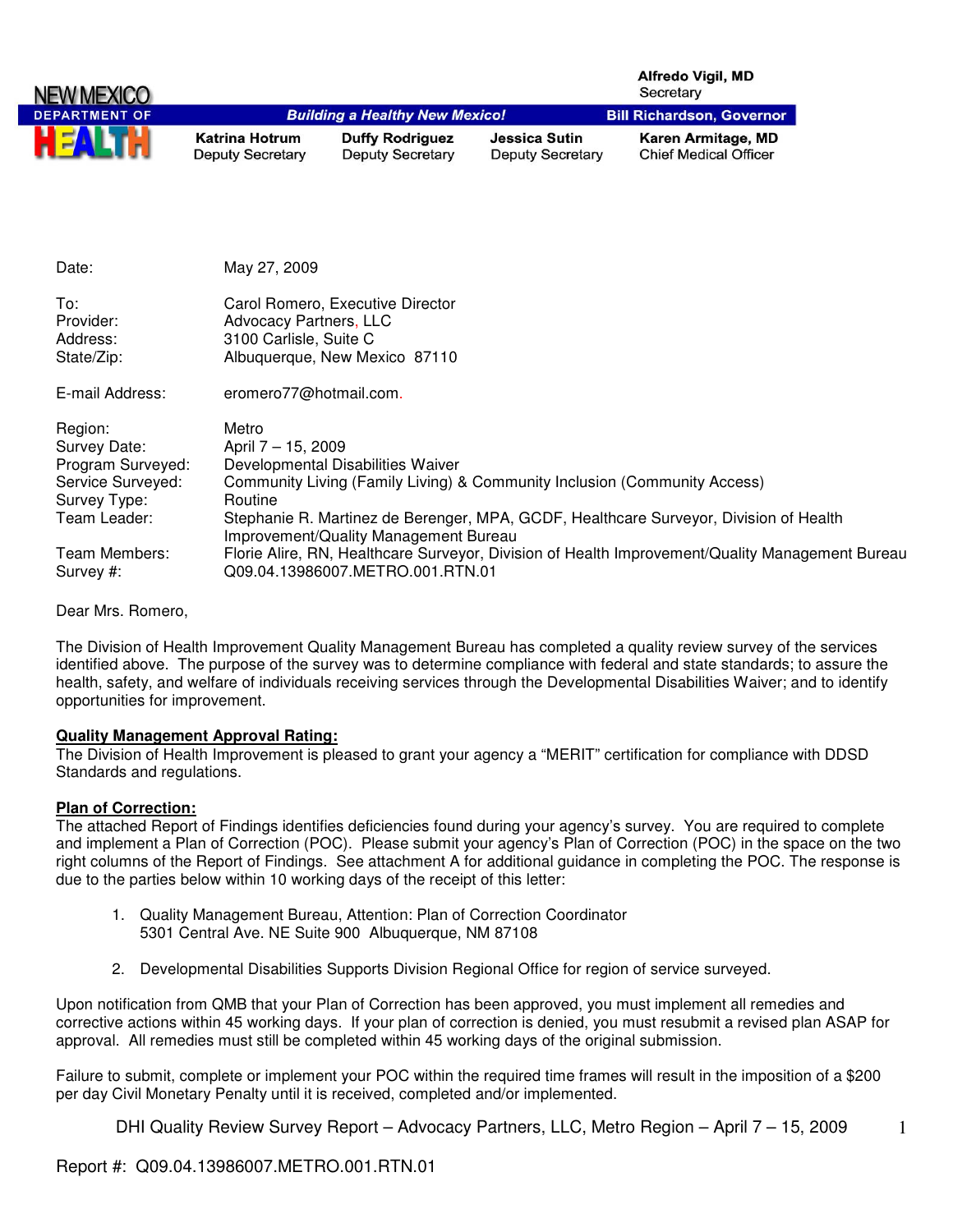NEW MEXICO DEPARTMENT OF HEALTH

Alfredo Vigil, MD
Secretary

*Building a Healthy New Mexico!*

Bill Richardson, Governor

| Katrina Hotrum | Duffy Rodriguez | Jessica Sutin | Karen Armitage, MD |
|---|---|---|---|
| Deputy Secretary | Deputy Secretary | Deputy Secretary | Chief Medical Officer |

| | |
|---|---|
| Date: | May 27, 2009 |
| To: | Carol Romero, Executive Director |
| Provider: | Advocacy Partners, LLC |
| Address: | 3100 Carlisle, Suite C |
| State/Zip: | Albuquerque, New Mexico 87110 |
| E-mail Address: | eromero77@hotmail.com. |
| Region: | Metro |
| Survey Date: | April 7 – 15, 2009 |
| Program Surveyed: | Developmental Disabilities Waiver |
| Service Surveyed: | Community Living (Family Living) & Community Inclusion (Community Access) |
| Survey Type: | Routine |
| Team Leader: | Stephanie R. Martinez de Berenger, MPA, GCDF, Healthcare Surveyor, Division of Health Improvement/Quality Management Bureau |
| Team Members: | Florie Alire, RN, Healthcare Surveyor, Division of Health Improvement/Quality Management Bureau |
| Survey #: | Q09.04.13986007.METRO.001.RTN.01 |

Dear Mrs. Romero,

The Division of Health Improvement Quality Management Bureau has completed a quality review survey of the services identified above. The purpose of the survey was to determine compliance with federal and state standards; to assure the health, safety, and welfare of individuals receiving services through the Developmental Disabilities Waiver; and to identify opportunities for improvement.

**Quality Management Approval Rating:**

The Division of Health Improvement is pleased to grant your agency a "MERIT" certification for compliance with DDSD Standards and regulations.

**Plan of Correction:**

The attached Report of Findings identifies deficiencies found during your agency's survey. You are required to complete and implement a Plan of Correction (POC). Please submit your agency's Plan of Correction (POC) in the space on the two right columns of the Report of Findings. See attachment A for additional guidance in completing the POC. The response is due to the parties below within 10 working days of the receipt of this letter:

1. Quality Management Bureau, Attention: Plan of Correction Coordinator
   5301 Central Ave. NE Suite 900 Albuquerque, NM 87108

2. Developmental Disabilities Supports Division Regional Office for region of service surveyed.

Upon notification from QMB that your Plan of Correction has been approved, you must implement all remedies and corrective actions within 45 working days. If your plan of correction is denied, you must resubmit a revised plan ASAP for approval. All remedies must still be completed within 45 working days of the original submission.

Failure to submit, complete or implement your POC within the required time frames will result in the imposition of a $200 per day Civil Monetary Penalty until it is received, completed and/or implemented.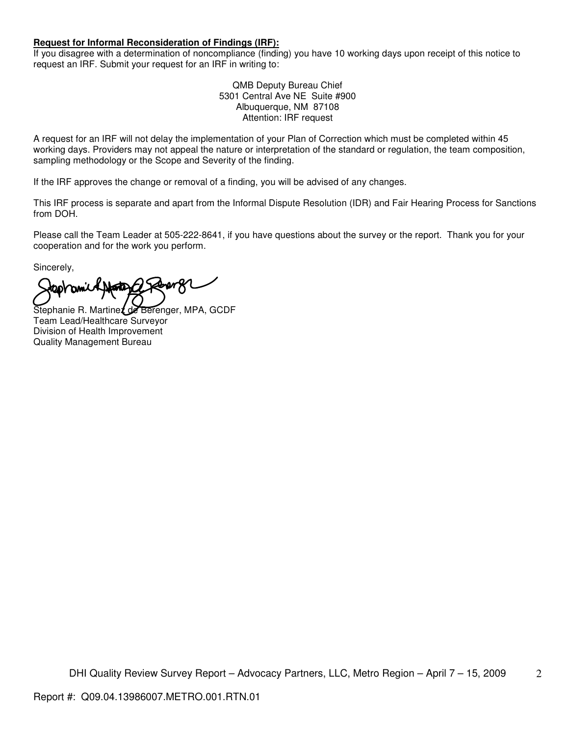**Request for Informal Reconsideration of Findings (IRF):**

If you disagree with a determination of noncompliance (finding) you have 10 working days upon receipt of this notice to request an IRF. Submit your request for an IRF in writing to:

QMB Deputy Bureau Chief
5301 Central Ave NE Suite #900
Albuquerque, NM 87108
Attention: IRF request

A request for an IRF will not delay the implementation of your Plan of Correction which must be completed within 45 working days. Providers may not appeal the nature or interpretation of the standard or regulation, the team composition, sampling methodology or the Scope and Severity of the finding.

If the IRF approves the change or removal of a finding, you will be advised of any changes.

This IRF process is separate and apart from the Informal Dispute Resolution (IDR) and Fair Hearing Process for Sanctions from DOH.

Please call the Team Leader at 505-222-8641, if you have questions about the survey or the report. Thank you for your cooperation and for the work you perform.

Sincerely,

Stephanie R. Martinez de Berenger, MPA, GCDF
Team Lead/Healthcare Surveyor
Division of Health Improvement
Quality Management Bureau

DHI Quality Review Survey Report – Advocacy Partners, LLC, Metro Region – April 7 – 15, 2009

Report #: Q09.04.13986007.METRO.001.RTN.01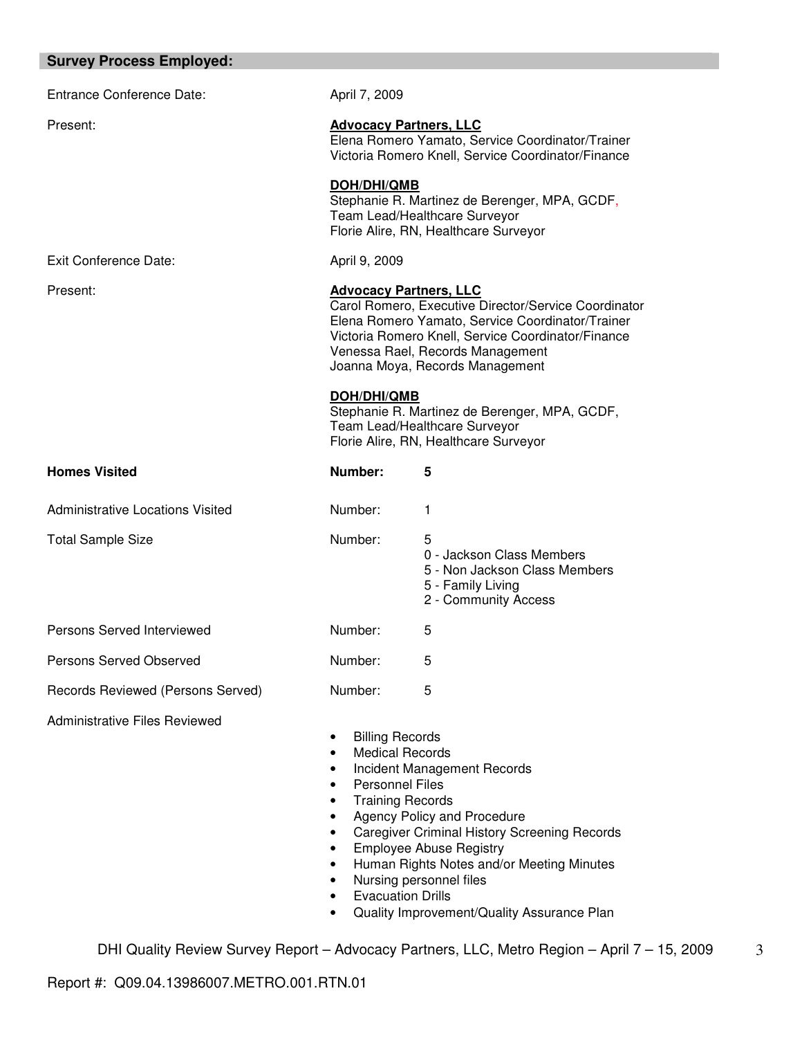## Survey Process Employed:

| | | |
|---|---|---|
| Entrance Conference Date: | April 7, 2009 | |
| Present: | **Advocacy Partners, LLC**<br>Elena Romero Yamato, Service Coordinator/Trainer<br>Victoria Romero Knell, Service Coordinator/Finance<br><br>**DOH/DHI/QMB**<br>Stephanie R. Martinez de Berenger, MPA, GCDF,<br>Team Lead/Healthcare Surveyor<br>Florie Alire, RN, Healthcare Surveyor | |
| Exit Conference Date: | April 9, 2009 | |
| Present: | **Advocacy Partners, LLC**<br>Carol Romero, Executive Director/Service Coordinator<br>Elena Romero Yamato, Service Coordinator/Trainer<br>Victoria Romero Knell, Service Coordinator/Finance<br>Venessa Rael, Records Management<br>Joanna Moya, Records Management<br><br>**DOH/DHI/QMB**<br>Stephanie R. Martinez de Berenger, MPA, GCDF,<br>Team Lead/Healthcare Surveyor<br>Florie Alire, RN, Healthcare Surveyor | |
| **Homes Visited** | **Number:** | **5** |
| Administrative Locations Visited | Number: | 1 |
| Total Sample Size | Number: | 5<br>0 - Jackson Class Members<br>5 - Non Jackson Class Members<br>5 - Family Living<br>2 - Community Access |
| Persons Served Interviewed | Number: | 5 |
| Persons Served Observed | Number: | 5 |
| Records Reviewed (Persons Served) | Number: | 5 |

Administrative Files Reviewed

- Billing Records
- Medical Records
- Incident Management Records
- Personnel Files
- Training Records
- Agency Policy and Procedure
- Caregiver Criminal History Screening Records
- Employee Abuse Registry
- Human Rights Notes and/or Meeting Minutes
- Nursing personnel files
- Evacuation Drills
- Quality Improvement/Quality Assurance Plan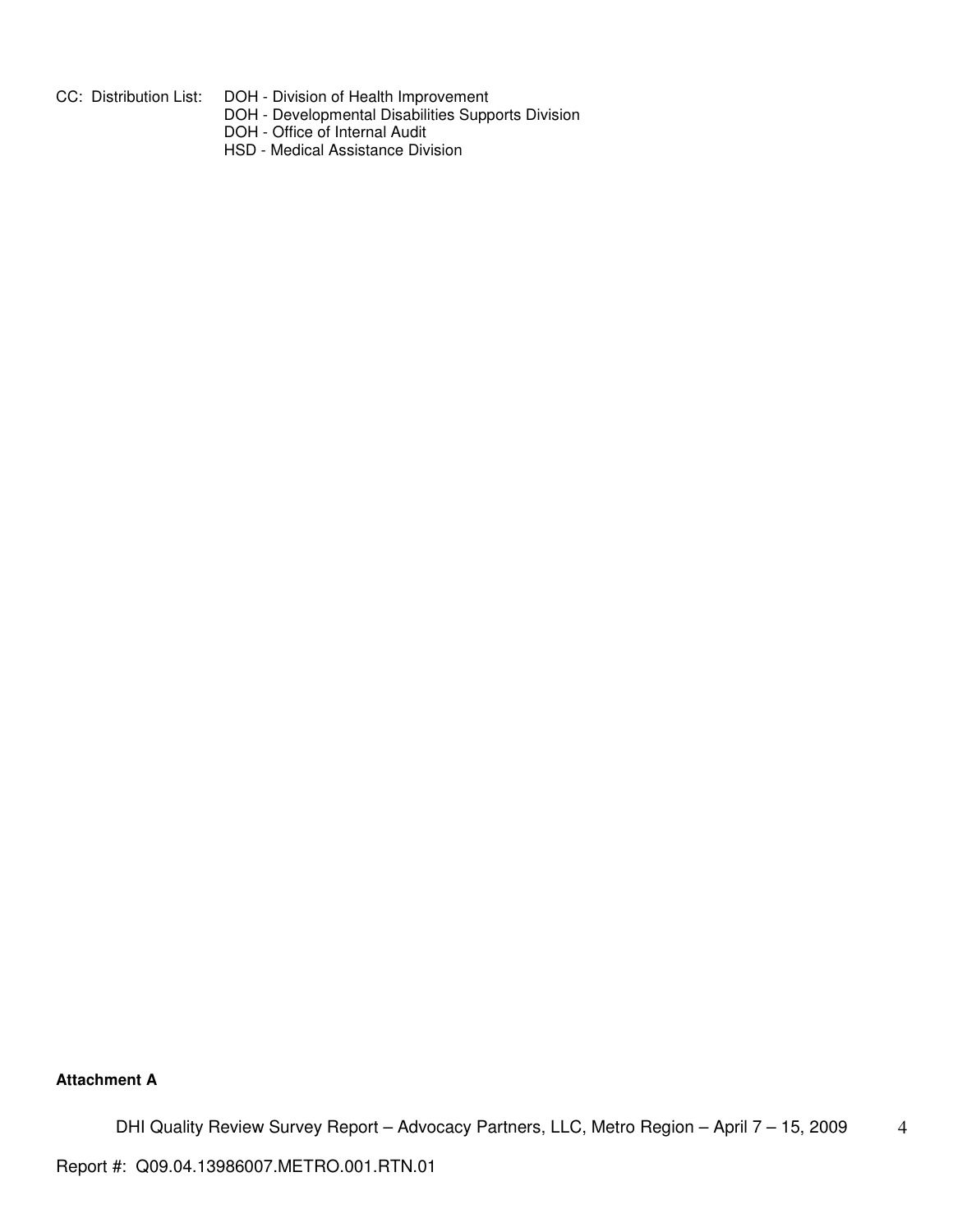CC: Distribution List: DOH - Division of Health Improvement
DOH - Developmental Disabilities Supports Division
DOH - Office of Internal Audit
HSD - Medical Assistance Division

**Attachment A**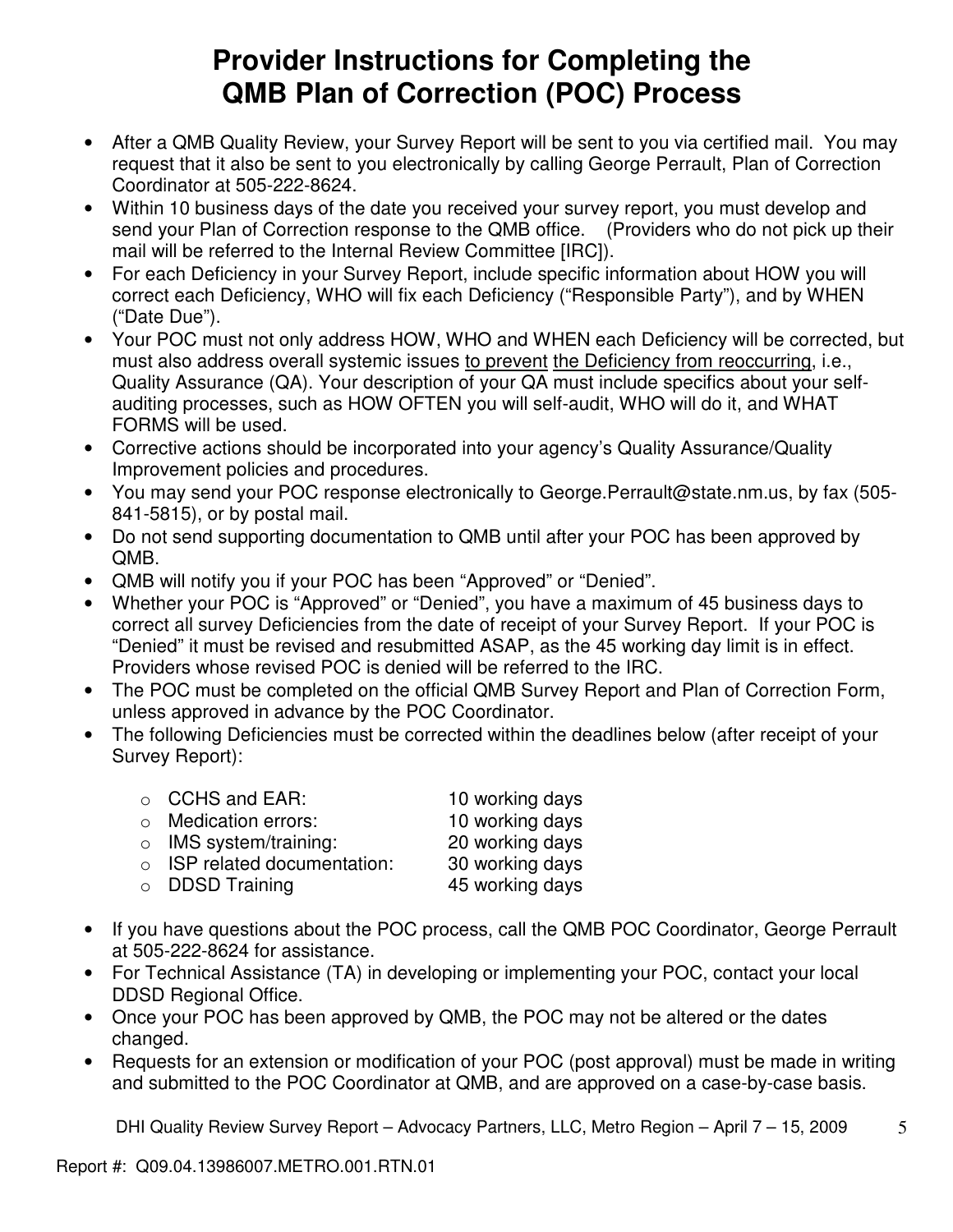# Provider Instructions for Completing the QMB Plan of Correction (POC) Process

- After a QMB Quality Review, your Survey Report will be sent to you via certified mail. You may request that it also be sent to you electronically by calling George Perrault, Plan of Correction Coordinator at 505-222-8624.
- Within 10 business days of the date you received your survey report, you must develop and send your Plan of Correction response to the QMB office. (Providers who do not pick up their mail will be referred to the Internal Review Committee [IRC]).
- For each Deficiency in your Survey Report, include specific information about HOW you will correct each Deficiency, WHO will fix each Deficiency ("Responsible Party"), and by WHEN ("Date Due").
- Your POC must not only address HOW, WHO and WHEN each Deficiency will be corrected, but must also address overall systemic issues <u>to prevent</u> <u>the Deficiency from reoccurring</u>, i.e., Quality Assurance (QA). Your description of your QA must include specifics about your self-auditing processes, such as HOW OFTEN you will self-audit, WHO will do it, and WHAT FORMS will be used.
- Corrective actions should be incorporated into your agency's Quality Assurance/Quality Improvement policies and procedures.
- You may send your POC response electronically to George.Perrault@state.nm.us, by fax (505-841-5815), or by postal mail.
- Do not send supporting documentation to QMB until after your POC has been approved by QMB.
- QMB will notify you if your POC has been "Approved" or "Denied".
- Whether your POC is "Approved" or "Denied", you have a maximum of 45 business days to correct all survey Deficiencies from the date of receipt of your Survey Report. If your POC is "Denied" it must be revised and resubmitted ASAP, as the 45 working day limit is in effect. Providers whose revised POC is denied will be referred to the IRC.
- The POC must be completed on the official QMB Survey Report and Plan of Correction Form, unless approved in advance by the POC Coordinator.
- The following Deficiencies must be corrected within the deadlines below (after receipt of your Survey Report):
  - CCHS and EAR: 10 working days
  - Medication errors: 10 working days
  - IMS system/training: 20 working days
  - ISP related documentation: 30 working days
  - DDSD Training 45 working days
- If you have questions about the POC process, call the QMB POC Coordinator, George Perrault at 505-222-8624 for assistance.
- For Technical Assistance (TA) in developing or implementing your POC, contact your local DDSD Regional Office.
- Once your POC has been approved by QMB, the POC may not be altered or the dates changed.
- Requests for an extension or modification of your POC (post approval) must be made in writing and submitted to the POC Coordinator at QMB, and are approved on a case-by-case basis.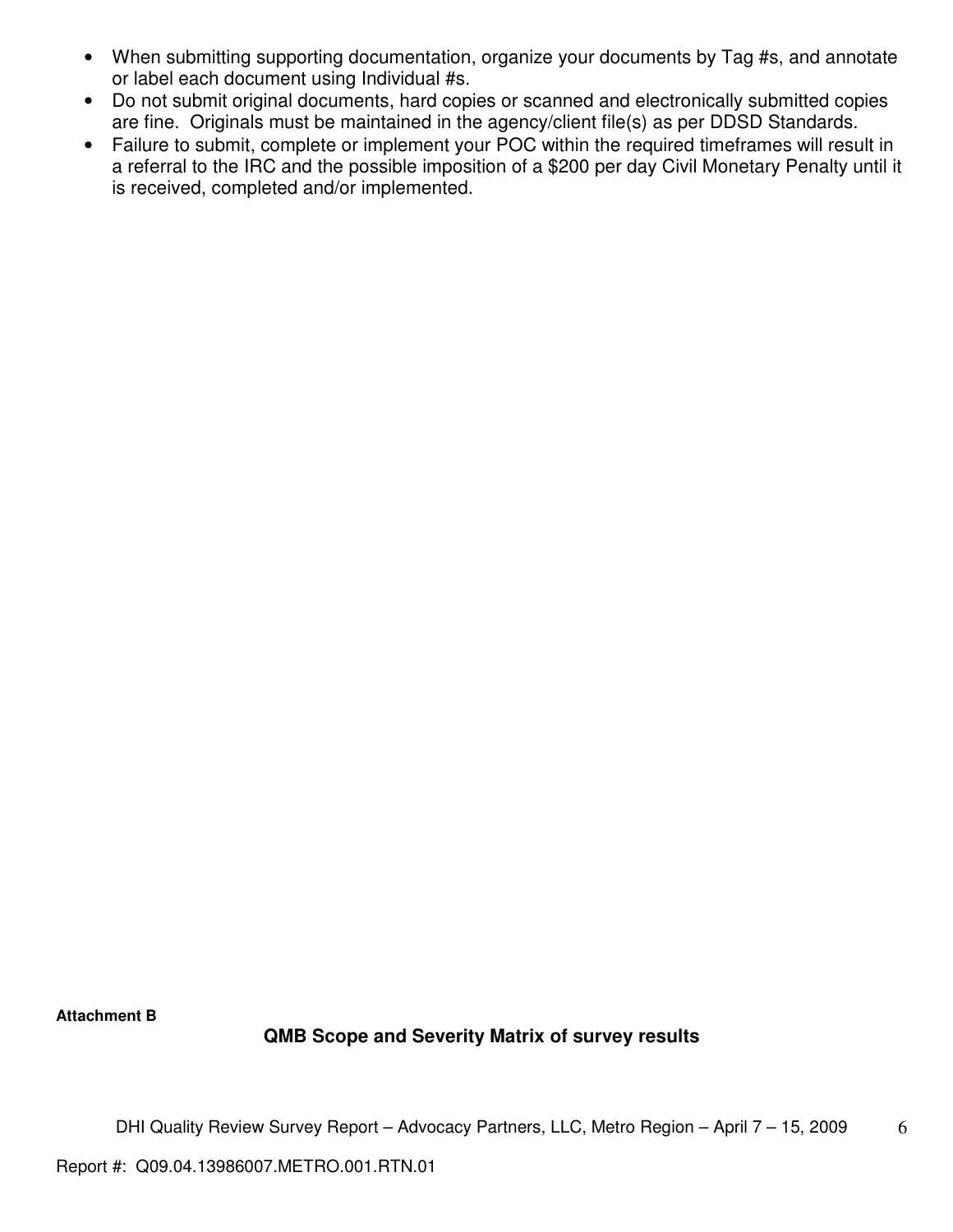- When submitting supporting documentation, organize your documents by Tag #s, and annotate or label each document using Individual #s.
- Do not submit original documents, hard copies or scanned and electronically submitted copies are fine. Originals must be maintained in the agency/client file(s) as per DDSD Standards.
- Failure to submit, complete or implement your POC within the required timeframes will result in a referral to the IRC and the possible imposition of a $200 per day Civil Monetary Penalty until it is received, completed and/or implemented.

**Attachment B**

### QMB Scope and Severity Matrix of survey results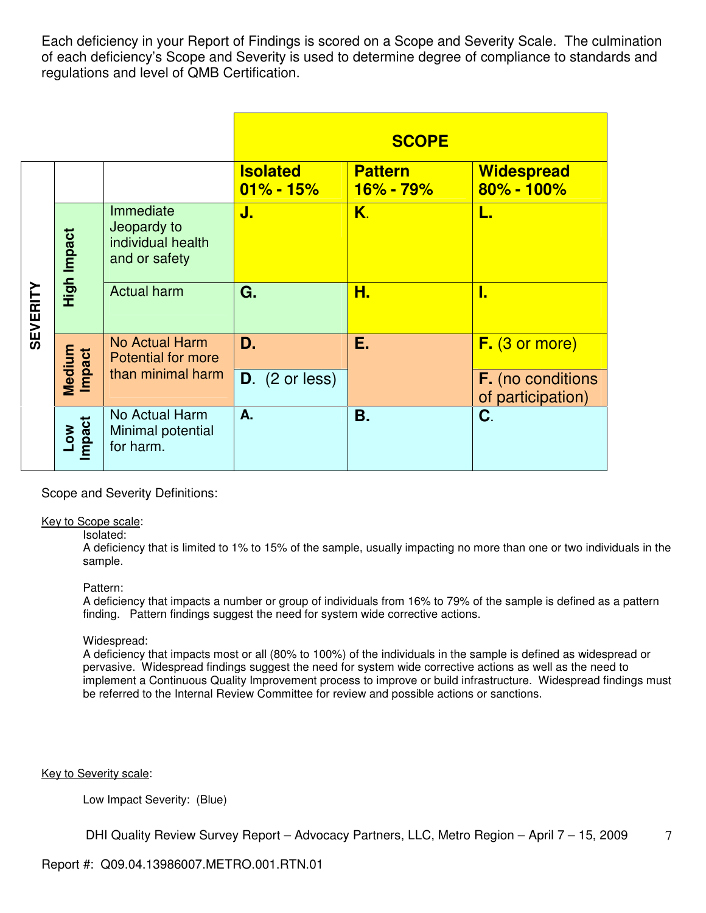Each deficiency in your Report of Findings is scored on a Scope and Severity Scale. The culmination of each deficiency's Scope and Severity is used to determine degree of compliance to standards and regulations and level of QMB Certification.

| | | | SCOPE | | |
|---|---|---|---|---|---|
| | | | **Isolated 01% - 15%** | **Pattern 16% - 79%** | **Widespread 80% - 100%** |
| SEVERITY | High Impact | Immediate Jeopardy to individual health and or safety | **J.** | **K.** | **L.** |
| | | Actual harm | **G.** | **H.** | **I.** |
| | Medium Impact | No Actual Harm Potential for more than minimal harm | **D.** | **E.** | **F.** (3 or more) |
| | | | **D.** (2 or less) | | **F.** (no conditions of participation) |
| | Low Impact | No Actual Harm Minimal potential for harm. | **A.** | **B.** | **C.** |

Scope and Severity Definitions:

Key to Scope scale:

Isolated:
A deficiency that is limited to 1% to 15% of the sample, usually impacting no more than one or two individuals in the sample.

Pattern:
A deficiency that impacts a number or group of individuals from 16% to 79% of the sample is defined as a pattern finding. Pattern findings suggest the need for system wide corrective actions.

Widespread:
A deficiency that impacts most or all (80% to 100%) of the individuals in the sample is defined as widespread or pervasive. Widespread findings suggest the need for system wide corrective actions as well as the need to implement a Continuous Quality Improvement process to improve or build infrastructure. Widespread findings must be referred to the Internal Review Committee for review and possible actions or sanctions.

Key to Severity scale:

Low Impact Severity: (Blue)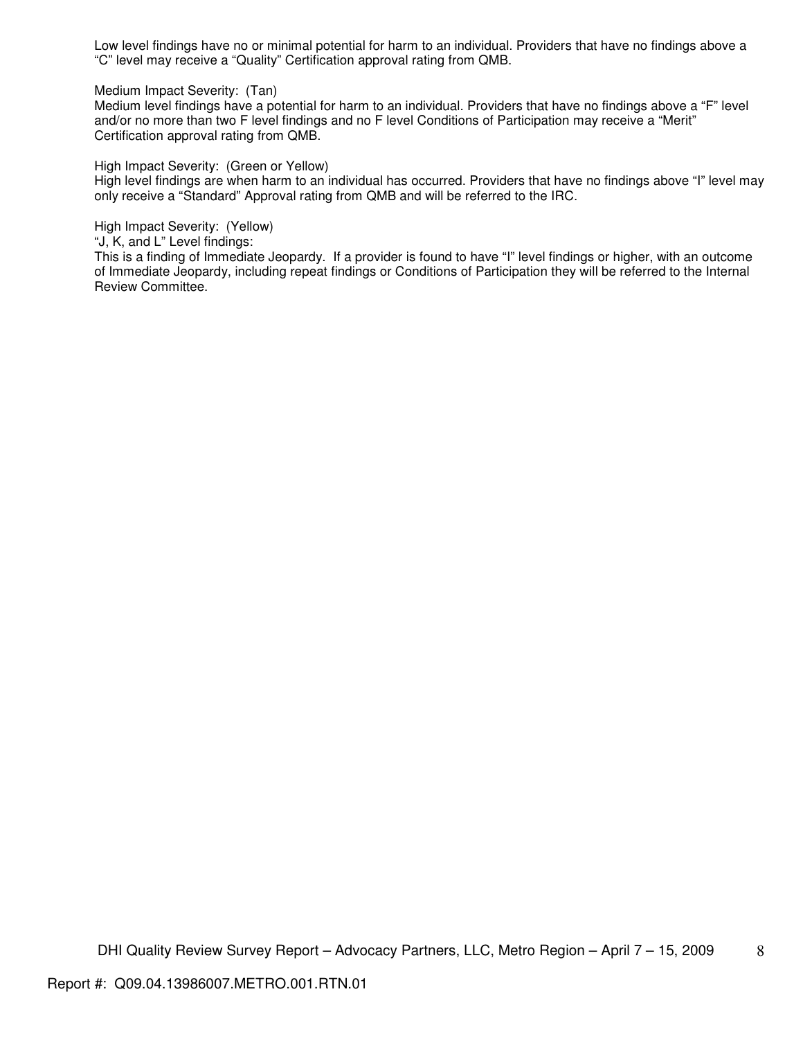Low level findings have no or minimal potential for harm to an individual. Providers that have no findings above a "C" level may receive a "Quality" Certification approval rating from QMB.

Medium Impact Severity: (Tan)
Medium level findings have a potential for harm to an individual. Providers that have no findings above a "F" level and/or no more than two F level findings and no F level Conditions of Participation may receive a "Merit" Certification approval rating from QMB.

High Impact Severity: (Green or Yellow)
High level findings are when harm to an individual has occurred. Providers that have no findings above "I" level may only receive a "Standard" Approval rating from QMB and will be referred to the IRC.

High Impact Severity: (Yellow)
"J, K, and L" Level findings:
This is a finding of Immediate Jeopardy. If a provider is found to have "I" level findings or higher, with an outcome of Immediate Jeopardy, including repeat findings or Conditions of Participation they will be referred to the Internal Review Committee.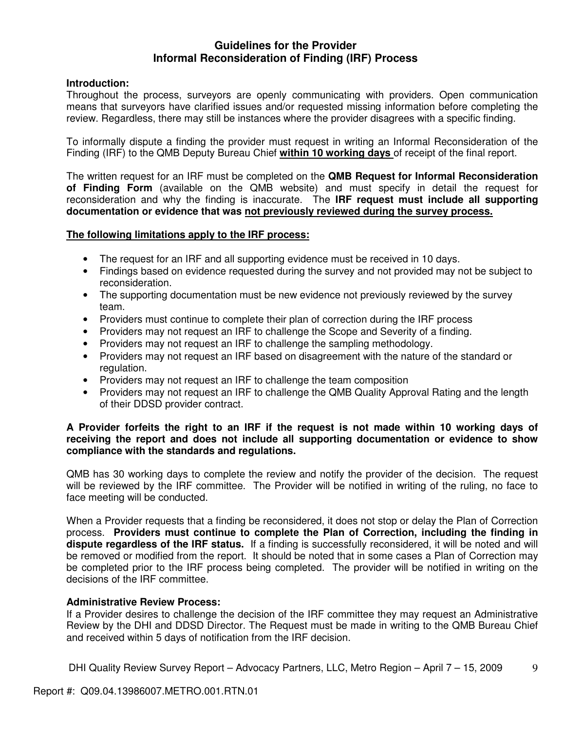# Guidelines for the Provider
## Informal Reconsideration of Finding (IRF) Process

**Introduction:**
Throughout the process, surveyors are openly communicating with providers. Open communication means that surveyors have clarified issues and/or requested missing information before completing the review. Regardless, there may still be instances where the provider disagrees with a specific finding.

To informally dispute a finding the provider must request in writing an Informal Reconsideration of the Finding (IRF) to the QMB Deputy Bureau Chief **within 10 working days** of receipt of the final report.

The written request for an IRF must be completed on the **QMB Request for Informal Reconsideration of Finding Form** (available on the QMB website) and must specify in detail the request for reconsideration and why the finding is inaccurate. The **IRF request must include all supporting documentation or evidence that was not previously reviewed during the survey process.**

**The following limitations apply to the IRF process:**

- The request for an IRF and all supporting evidence must be received in 10 days.
- Findings based on evidence requested during the survey and not provided may not be subject to reconsideration.
- The supporting documentation must be new evidence not previously reviewed by the survey team.
- Providers must continue to complete their plan of correction during the IRF process
- Providers may not request an IRF to challenge the Scope and Severity of a finding.
- Providers may not request an IRF to challenge the sampling methodology.
- Providers may not request an IRF based on disagreement with the nature of the standard or regulation.
- Providers may not request an IRF to challenge the team composition
- Providers may not request an IRF to challenge the QMB Quality Approval Rating and the length of their DDSD provider contract.

**A Provider forfeits the right to an IRF if the request is not made within 10 working days of receiving the report and does not include all supporting documentation or evidence to show compliance with the standards and regulations.**

QMB has 30 working days to complete the review and notify the provider of the decision. The request will be reviewed by the IRF committee. The Provider will be notified in writing of the ruling, no face to face meeting will be conducted.

When a Provider requests that a finding be reconsidered, it does not stop or delay the Plan of Correction process. **Providers must continue to complete the Plan of Correction, including the finding in dispute regardless of the IRF status.** If a finding is successfully reconsidered, it will be noted and will be removed or modified from the report. It should be noted that in some cases a Plan of Correction may be completed prior to the IRF process being completed. The provider will be notified in writing on the decisions of the IRF committee.

**Administrative Review Process:**
If a Provider desires to challenge the decision of the IRF committee they may request an Administrative Review by the DHI and DDSD Director. The Request must be made in writing to the QMB Bureau Chief and received within 5 days of notification from the IRF decision.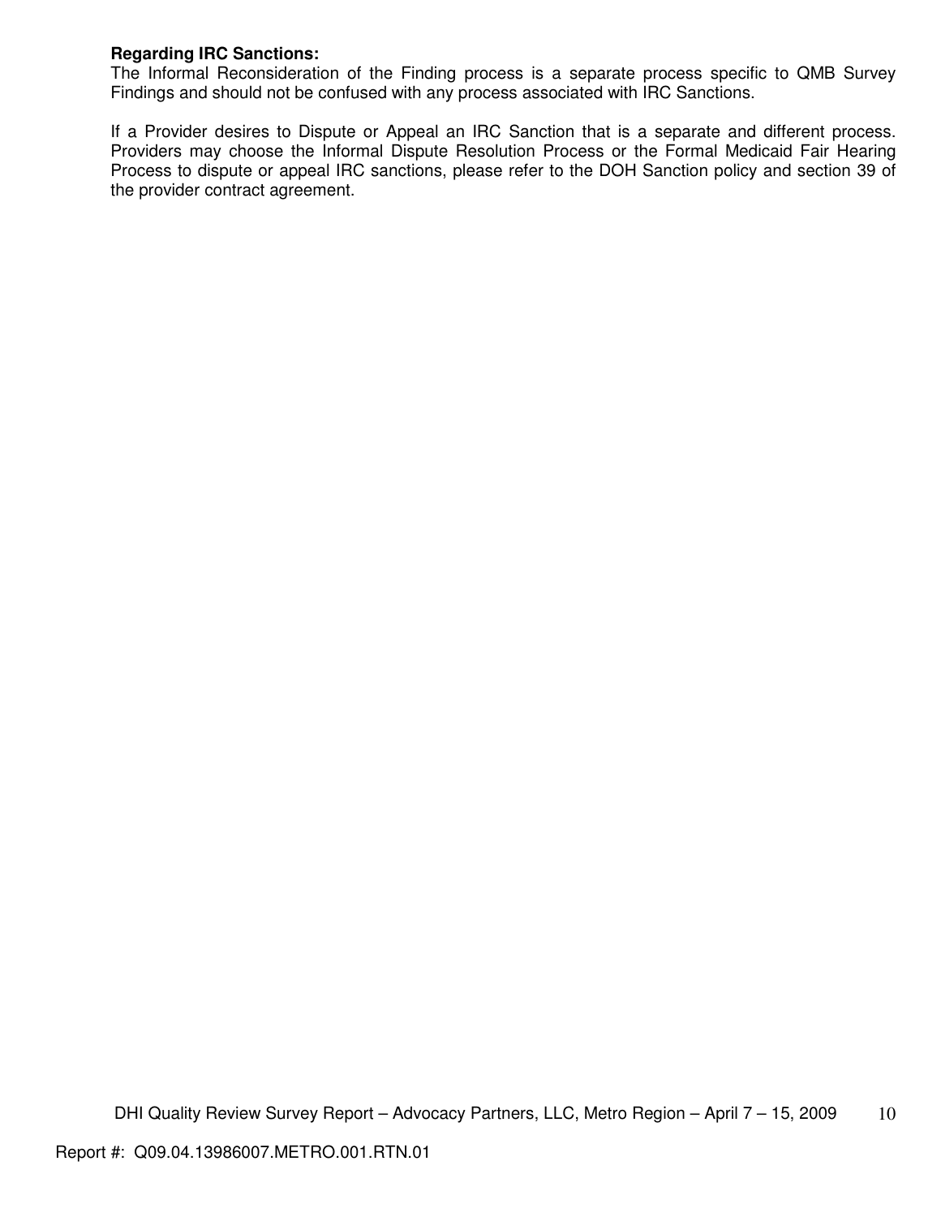**Regarding IRC Sanctions:**

The Informal Reconsideration of the Finding process is a separate process specific to QMB Survey Findings and should not be confused with any process associated with IRC Sanctions.

If a Provider desires to Dispute or Appeal an IRC Sanction that is a separate and different process. Providers may choose the Informal Dispute Resolution Process or the Formal Medicaid Fair Hearing Process to dispute or appeal IRC sanctions, please refer to the DOH Sanction policy and section 39 of the provider contract agreement.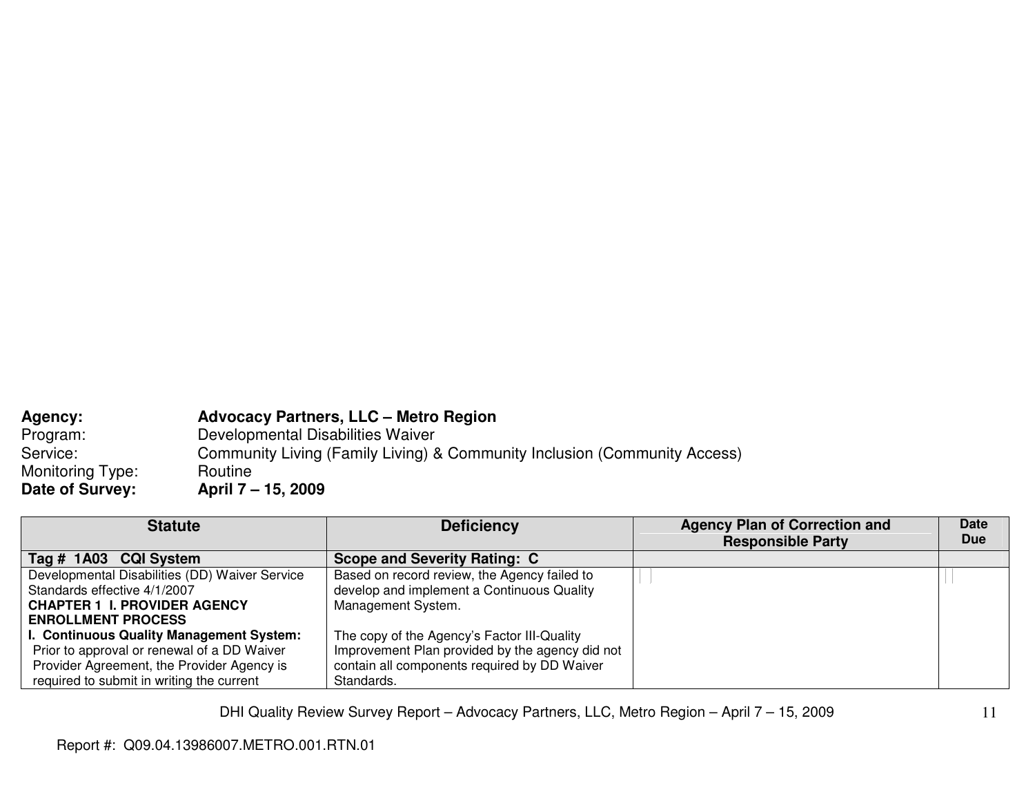**Agency:** **Advocacy Partners, LLC – Metro Region**
Program: Developmental Disabilities Waiver
Service: Community Living (Family Living) & Community Inclusion (Community Access)
Monitoring Type: Routine
**Date of Survey:** **April 7 – 15, 2009**

| Statute | Deficiency | Agency Plan of Correction and Responsible Party | Date Due |
|---|---|---|---|
| **Tag # 1A03 CQI System** | **Scope and Severity Rating: C** | | |
| Developmental Disabilities (DD) Waiver Service Standards effective 4/1/2007<br>**CHAPTER 1 I. PROVIDER AGENCY ENROLLMENT PROCESS**<br>**I. Continuous Quality Management System:** Prior to approval or renewal of a DD Waiver Provider Agreement, the Provider Agency is required to submit in writing the current | Based on record review, the Agency failed to develop and implement a Continuous Quality Management System.<br><br>The copy of the Agency's Factor III-Quality Improvement Plan provided by the agency did not contain all components required by DD Waiver Standards. | | |

Report #: Q09.04.13986007.METRO.001.RTN.01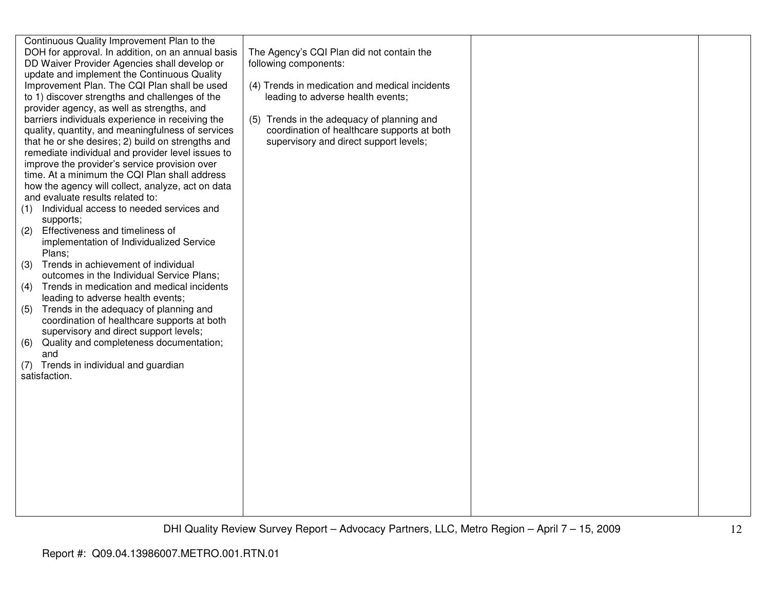| | | | |
|---|---|---|---|
| Continuous Quality Improvement Plan to the DOH for approval. In addition, on an annual basis DD Waiver Provider Agencies shall develop or update and implement the Continuous Quality Improvement Plan. The CQI Plan shall be used to 1) discover strengths and challenges of the provider agency, as well as strengths, and barriers individuals experience in receiving the quality, quantity, and meaningfulness of services that he or she desires; 2) build on strengths and remediate individual and provider level issues to improve the provider's service provision over time. At a minimum the CQI Plan shall address how the agency will collect, analyze, act on data and evaluate results related to:<br>(1) Individual access to needed services and supports;<br>(2) Effectiveness and timeliness of implementation of Individualized Service Plans;<br>(3) Trends in achievement of individual outcomes in the Individual Service Plans;<br>(4) Trends in medication and medical incidents leading to adverse health events;<br>(5) Trends in the adequacy of planning and coordination of healthcare supports at both supervisory and direct support levels;<br>(6) Quality and completeness documentation; and<br>(7) Trends in individual and guardian satisfaction. | The Agency's CQI Plan did not contain the following components:<br><br>(4) Trends in medication and medical incidents leading to adverse health events;<br><br>(5) Trends in the adequacy of planning and coordination of healthcare supports at both supervisory and direct support levels; | | |

Report #: Q09.04.13986007.METRO.001.RTN.01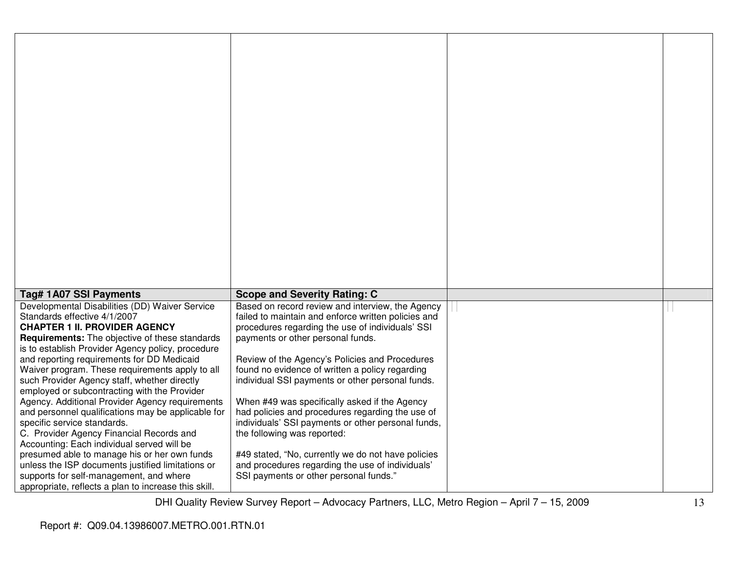| | | | |
|---|---|---|---|
| | | | |
| **Tag# 1A07 SSI Payments** | **Scope and Severity Rating: C** | | |
| Developmental Disabilities (DD) Waiver Service Standards effective 4/1/2007<br>**CHAPTER 1 II. PROVIDER AGENCY Requirements:** The objective of these standards is to establish Provider Agency policy, procedure and reporting requirements for DD Medicaid Waiver program. These requirements apply to all such Provider Agency staff, whether directly employed or subcontracting with the Provider Agency. Additional Provider Agency requirements and personnel qualifications may be applicable for specific service standards.<br>C. Provider Agency Financial Records and Accounting: Each individual served will be presumed able to manage his or her own funds unless the ISP documents justified limitations or supports for self-management, and where appropriate, reflects a plan to increase this skill. | Based on record review and interview, the Agency failed to maintain and enforce written policies and procedures regarding the use of individuals' SSI payments or other personal funds.<br><br>Review of the Agency's Policies and Procedures found no evidence of written a policy regarding individual SSI payments or other personal funds.<br><br>When #49 was specifically asked if the Agency had policies and procedures regarding the use of individuals' SSI payments or other personal funds, the following was reported:<br><br>#49 stated, "No, currently we do not have policies and procedures regarding the use of individuals' SSI payments or other personal funds." | | |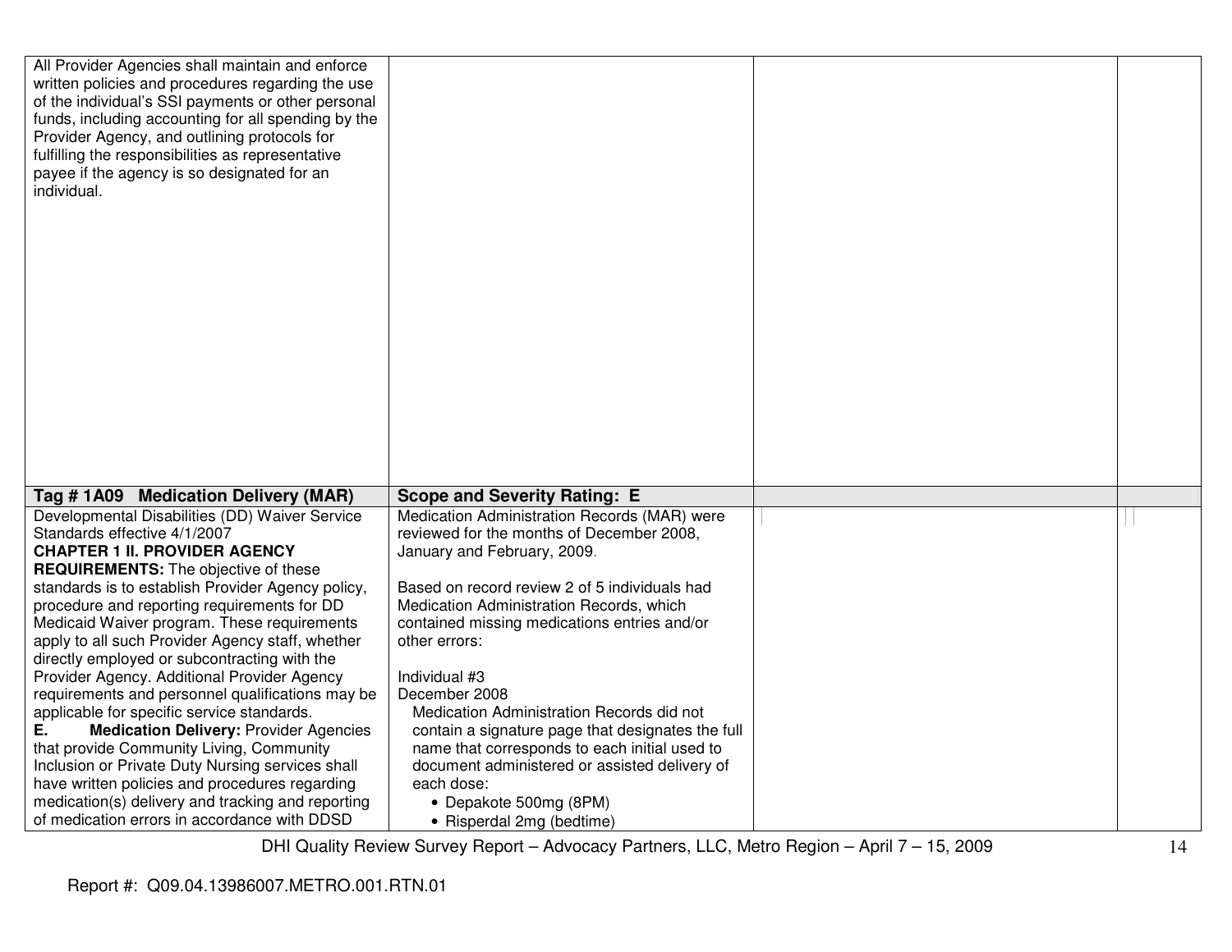| | | | |
|---|---|---|---|
| All Provider Agencies shall maintain and enforce written policies and procedures regarding the use of the individual's SSI payments or other personal funds, including accounting for all spending by the Provider Agency, and outlining protocols for fulfilling the responsibilities as representative payee if the agency is so designated for an individual. | | | |
| **Tag # 1A09 Medication Delivery (MAR)** | **Scope and Severity Rating: E** | | |
| Developmental Disabilities (DD) Waiver Service Standards effective 4/1/2007<br>**CHAPTER 1 II. PROVIDER AGENCY REQUIREMENTS:** The objective of these standards is to establish Provider Agency policy, procedure and reporting requirements for DD Medicaid Waiver program. These requirements apply to all such Provider Agency staff, whether directly employed or subcontracting with the Provider Agency. Additional Provider Agency requirements and personnel qualifications may be applicable for specific service standards.<br>**E. Medication Delivery:** Provider Agencies that provide Community Living, Community Inclusion or Private Duty Nursing services shall have written policies and procedures regarding medication(s) delivery and tracking and reporting of medication errors in accordance with DDSD | Medication Administration Records (MAR) were reviewed for the months of December 2008, January and February, 2009.<br><br>Based on record review 2 of 5 individuals had Medication Administration Records, which contained missing medications entries and/or other errors:<br><br>Individual #3<br>December 2008<br>Medication Administration Records did not contain a signature page that designates the full name that corresponds to each initial used to document administered or assisted delivery of each dose:<br>• Depakote 500mg (8PM)<br>• Risperdal 2mg (bedtime) | | |

Report #: Q09.04.13986007.METRO.001.RTN.01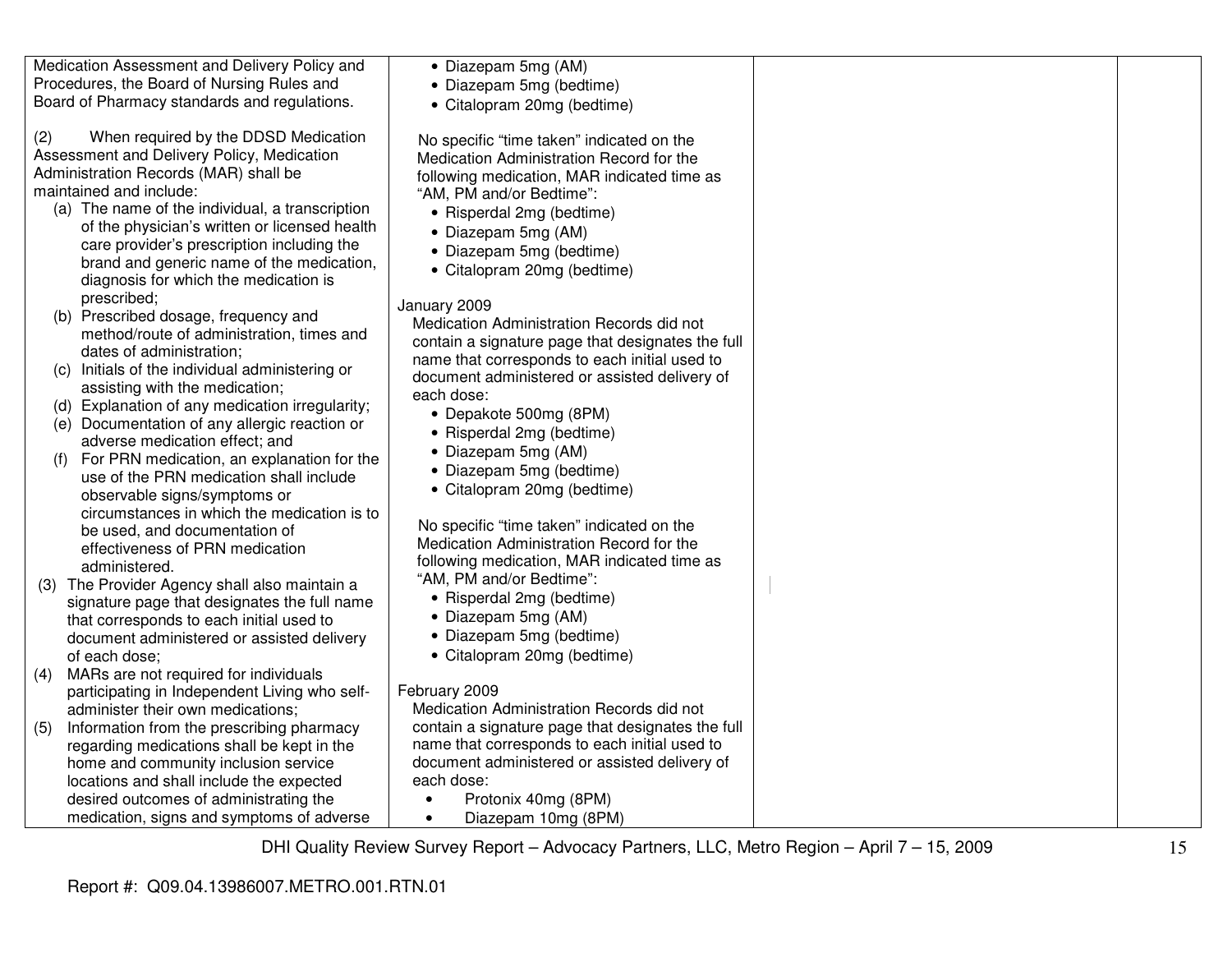| | | | |
|---|---|---|---|
| Medication Assessment and Delivery Policy and Procedures, the Board of Nursing Rules and Board of Pharmacy standards and regulations.<br><br>(2) When required by the DDSD Medication Assessment and Delivery Policy, Medication Administration Records (MAR) shall be maintained and include:<br>(a) The name of the individual, a transcription of the physician's written or licensed health care provider's prescription including the brand and generic name of the medication, diagnosis for which the medication is prescribed;<br>(b) Prescribed dosage, frequency and method/route of administration, times and dates of administration;<br>(c) Initials of the individual administering or assisting with the medication;<br>(d) Explanation of any medication irregularity;<br>(e) Documentation of any allergic reaction or adverse medication effect; and<br>(f) For PRN medication, an explanation for the use of the PRN medication shall include observable signs/symptoms or circumstances in which the medication is to be used, and documentation of effectiveness of PRN medication administered.<br>(3) The Provider Agency shall also maintain a signature page that designates the full name that corresponds to each initial used to document administered or assisted delivery of each dose;<br>(4) MARs are not required for individuals participating in Independent Living who self-administer their own medications;<br>(5) Information from the prescribing pharmacy regarding medications shall be kept in the home and community inclusion service locations and shall include the expected desired outcomes of administrating the medication, signs and symptoms of adverse | • Diazepam 5mg (AM)<br>• Diazepam 5mg (bedtime)<br>• Citalopram 20mg (bedtime)<br><br>No specific "time taken" indicated on the Medication Administration Record for the following medication, MAR indicated time as "AM, PM and/or Bedtime":<br>• Risperdal 2mg (bedtime)<br>• Diazepam 5mg (AM)<br>• Diazepam 5mg (bedtime)<br>• Citalopram 20mg (bedtime)<br><br>January 2009<br>Medication Administration Records did not contain a signature page that designates the full name that corresponds to each initial used to document administered or assisted delivery of each dose:<br>• Depakote 500mg (8PM)<br>• Risperdal 2mg (bedtime)<br>• Diazepam 5mg (AM)<br>• Diazepam 5mg (bedtime)<br>• Citalopram 20mg (bedtime)<br><br>No specific "time taken" indicated on the Medication Administration Record for the following medication, MAR indicated time as "AM, PM and/or Bedtime":<br>• Risperdal 2mg (bedtime)<br>• Diazepam 5mg (AM)<br>• Diazepam 5mg (bedtime)<br>• Citalopram 20mg (bedtime)<br><br>February 2009<br>Medication Administration Records did not contain a signature page that designates the full name that corresponds to each initial used to document administered or assisted delivery of each dose:<br>• Protonix 40mg (8PM)<br>• Diazepam 10mg (8PM) | | |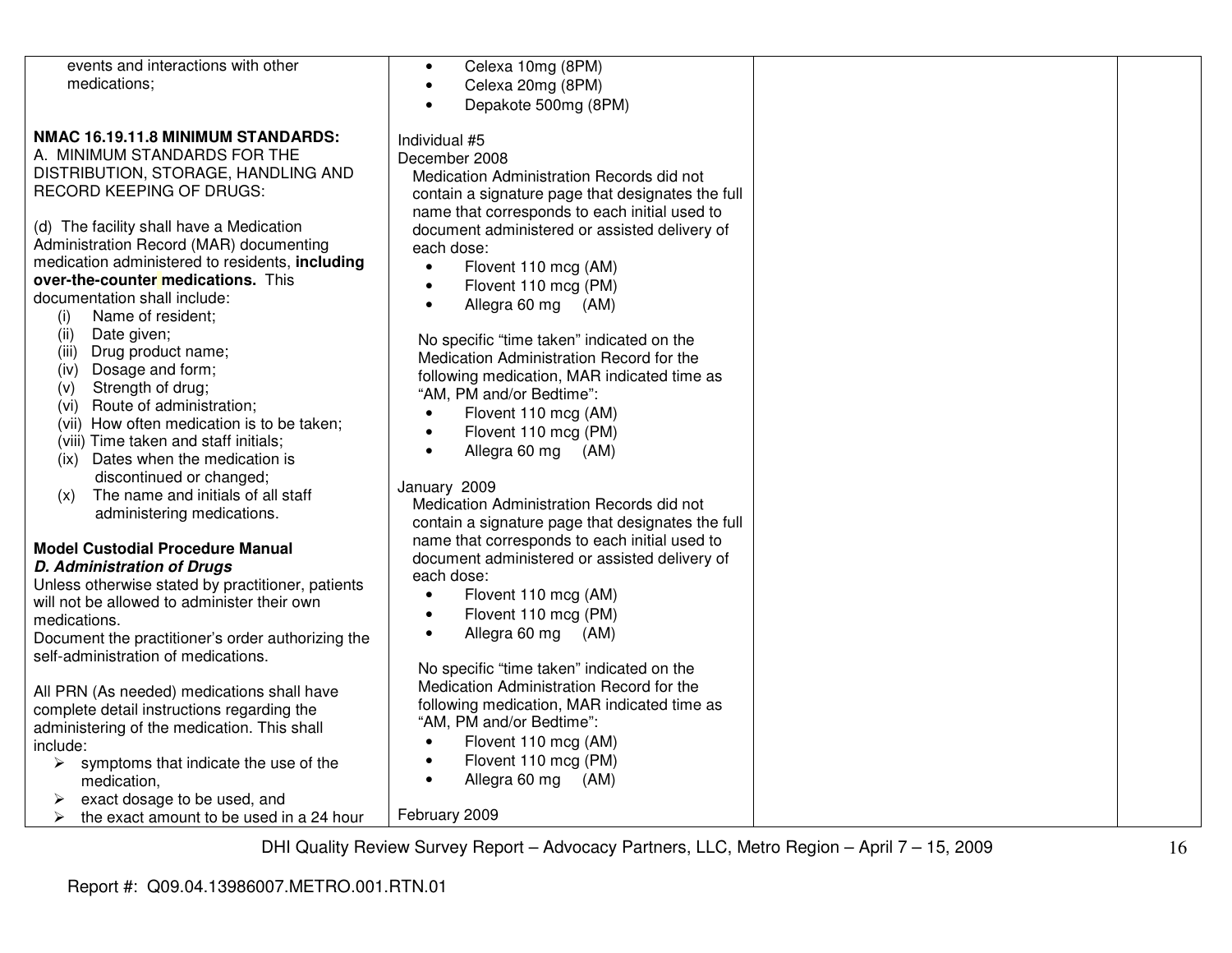| | | | |
|---|---|---|---|
| events and interactions with other medications;<br><br>**NMAC 16.19.11.8 MINIMUM STANDARDS:**<br>A. MINIMUM STANDARDS FOR THE DISTRIBUTION, STORAGE, HANDLING AND RECORD KEEPING OF DRUGS:<br><br>(d) The facility shall have a Medication Administration Record (MAR) documenting medication administered to residents, **including over-the-counter medications.** This documentation shall include:<br>(i) Name of resident;<br>(ii) Date given;<br>(iii) Drug product name;<br>(iv) Dosage and form;<br>(v) Strength of drug;<br>(vi) Route of administration;<br>(vii) How often medication is to be taken;<br>(viii) Time taken and staff initials;<br>(ix) Dates when the medication is discontinued or changed;<br>(x) The name and initials of all staff administering medications.<br><br>**Model Custodial Procedure Manual**<br>***D. Administration of Drugs***<br>Unless otherwise stated by practitioner, patients will not be allowed to administer their own medications.<br>Document the practitioner's order authorizing the self-administration of medications.<br><br>All PRN (As needed) medications shall have complete detail instructions regarding the administering of the medication. This shall include:<br>➢ symptoms that indicate the use of the medication,<br>➢ exact dosage to be used, and<br>➢ the exact amount to be used in a 24 hour | • Celexa 10mg (8PM)<br>• Celexa 20mg (8PM)<br>• Depakote 500mg (8PM)<br><br>Individual #5<br>December 2008<br>Medication Administration Records did not contain a signature page that designates the full name that corresponds to each initial used to document administered or assisted delivery of each dose:<br>• Flovent 110 mcg (AM)<br>• Flovent 110 mcg (PM)<br>• Allegra 60 mg (AM)<br><br>No specific "time taken" indicated on the Medication Administration Record for the following medication, MAR indicated time as "AM, PM and/or Bedtime":<br>• Flovent 110 mcg (AM)<br>• Flovent 110 mcg (PM)<br>• Allegra 60 mg (AM)<br><br>January 2009<br>Medication Administration Records did not contain a signature page that designates the full name that corresponds to each initial used to document administered or assisted delivery of each dose:<br>• Flovent 110 mcg (AM)<br>• Flovent 110 mcg (PM)<br>• Allegra 60 mg (AM)<br><br>No specific "time taken" indicated on the Medication Administration Record for the following medication, MAR indicated time as "AM, PM and/or Bedtime":<br>• Flovent 110 mcg (AM)<br>• Flovent 110 mcg (PM)<br>• Allegra 60 mg (AM)<br><br>February 2009 | | |

Report #: Q09.04.13986007.METRO.001.RTN.01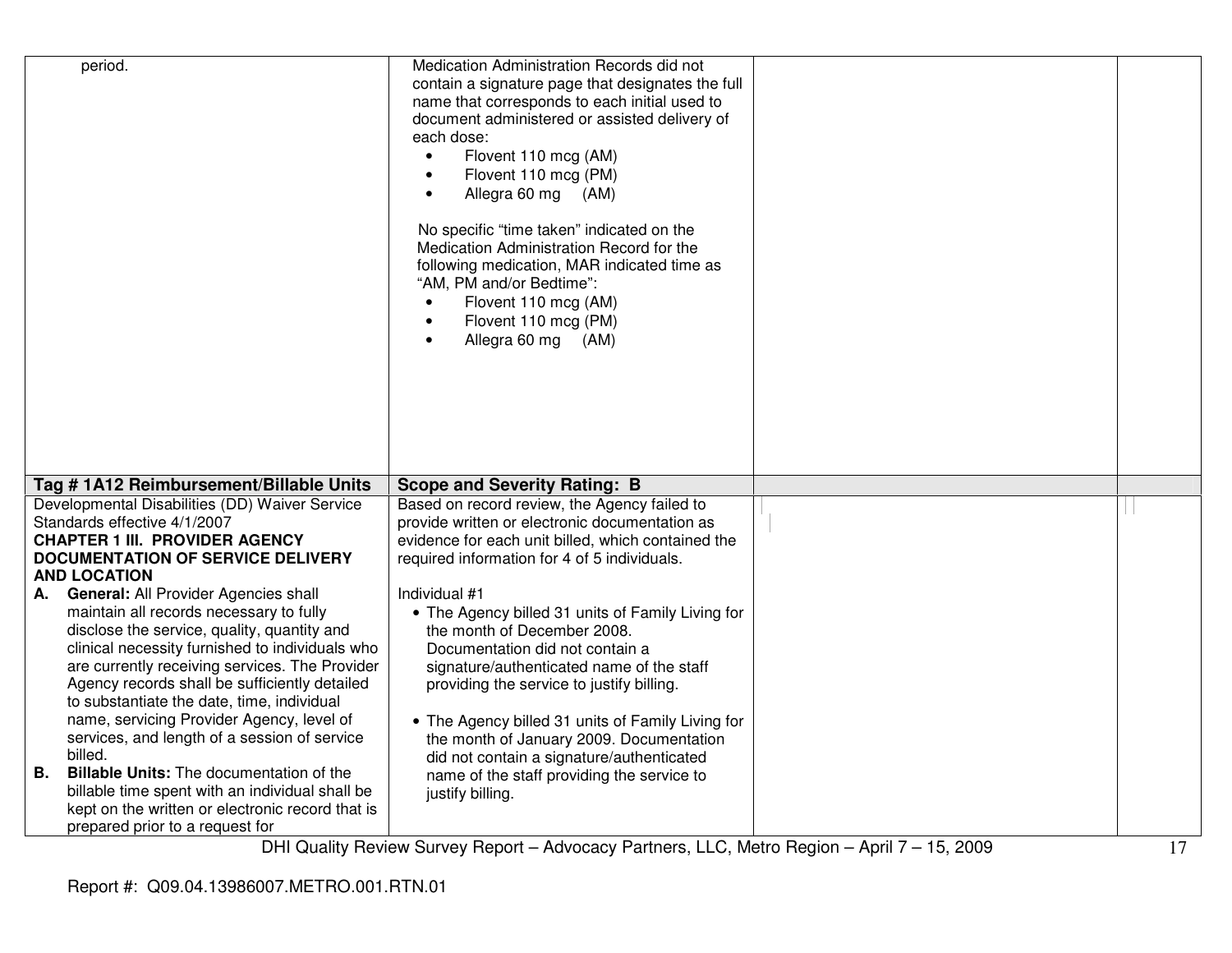| | | | |
|---|---|---|---|
| period. | Medication Administration Records did not contain a signature page that designates the full name that corresponds to each initial used to document administered or assisted delivery of each dose:<br>• Flovent 110 mcg (AM)<br>• Flovent 110 mcg (PM)<br>• Allegra 60 mg (AM)<br><br>No specific "time taken" indicated on the Medication Administration Record for the following medication, MAR indicated time as "AM, PM and/or Bedtime":<br>• Flovent 110 mcg (AM)<br>• Flovent 110 mcg (PM)<br>• Allegra 60 mg (AM) | | |
| **Tag # 1A12 Reimbursement/Billable Units** | **Scope and Severity Rating: B** | | |
| Developmental Disabilities (DD) Waiver Service Standards effective 4/1/2007<br>**CHAPTER 1 III. PROVIDER AGENCY DOCUMENTATION OF SERVICE DELIVERY AND LOCATION**<br>**A. General:** All Provider Agencies shall maintain all records necessary to fully disclose the service, quality, quantity and clinical necessity furnished to individuals who are currently receiving services. The Provider Agency records shall be sufficiently detailed to substantiate the date, time, individual name, servicing Provider Agency, level of services, and length of a session of service billed.<br>**B. Billable Units:** The documentation of the billable time spent with an individual shall be kept on the written or electronic record that is prepared prior to a request for | Based on record review, the Agency failed to provide written or electronic documentation as evidence for each unit billed, which contained the required information for 4 of 5 individuals.<br><br>Individual #1<br>• The Agency billed 31 units of Family Living for the month of December 2008. Documentation did not contain a signature/authenticated name of the staff providing the service to justify billing.<br><br>• The Agency billed 31 units of Family Living for the month of January 2009. Documentation did not contain a signature/authenticated name of the staff providing the service to justify billing. | | |

DHI Quality Review Survey Report – Advocacy Partners, LLC, Metro Region – April 7 – 15, 2009

Report #: Q09.04.13986007.METRO.001.RTN.01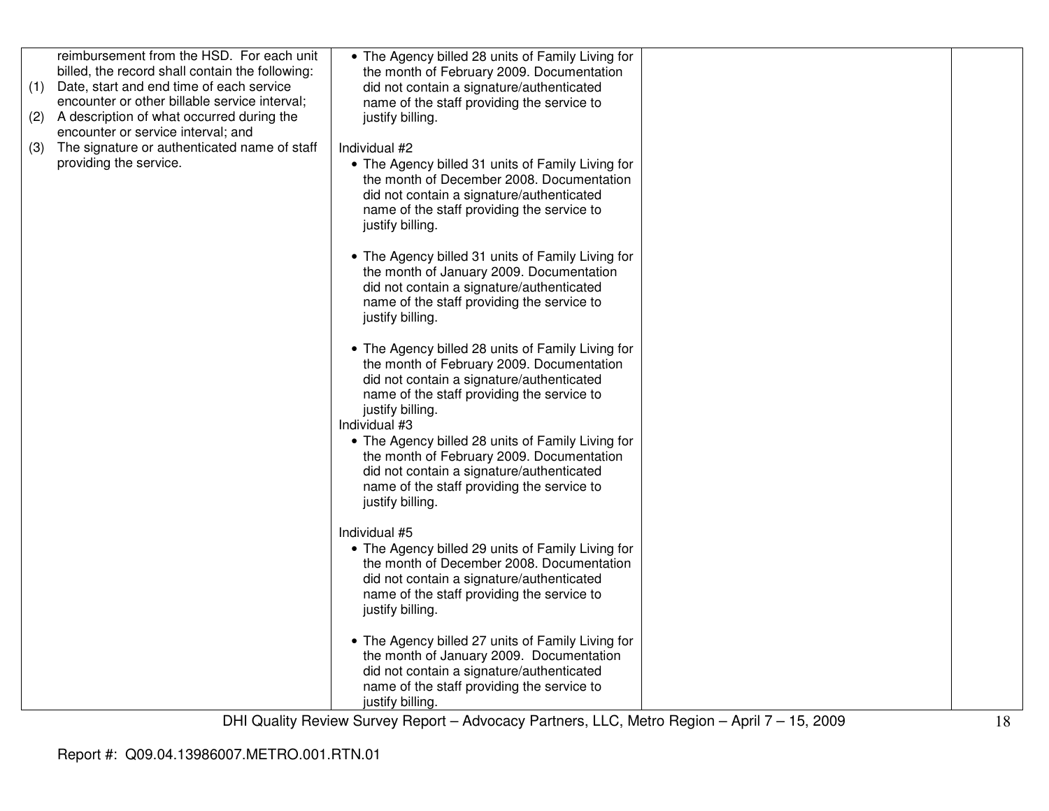| | | | |
|---|---|---|---|
| reimbursement from the HSD. For each unit billed, the record shall contain the following:<br>(1) Date, start and end time of each service encounter or other billable service interval;<br>(2) A description of what occurred during the encounter or service interval; and<br>(3) The signature or authenticated name of staff providing the service. | • The Agency billed 28 units of Family Living for the month of February 2009. Documentation did not contain a signature/authenticated name of the staff providing the service to justify billing.<br><br>Individual #2<br>• The Agency billed 31 units of Family Living for the month of December 2008. Documentation did not contain a signature/authenticated name of the staff providing the service to justify billing.<br><br>• The Agency billed 31 units of Family Living for the month of January 2009. Documentation did not contain a signature/authenticated name of the staff providing the service to justify billing.<br><br>• The Agency billed 28 units of Family Living for the month of February 2009. Documentation did not contain a signature/authenticated name of the staff providing the service to justify billing.<br>Individual #3<br>• The Agency billed 28 units of Family Living for the month of February 2009. Documentation did not contain a signature/authenticated name of the staff providing the service to justify billing.<br><br>Individual #5<br>• The Agency billed 29 units of Family Living for the month of December 2008. Documentation did not contain a signature/authenticated name of the staff providing the service to justify billing.<br><br>• The Agency billed 27 units of Family Living for the month of January 2009. Documentation did not contain a signature/authenticated name of the staff providing the service to justify billing. | | |

Report #: Q09.04.13986007.METRO.001.RTN.01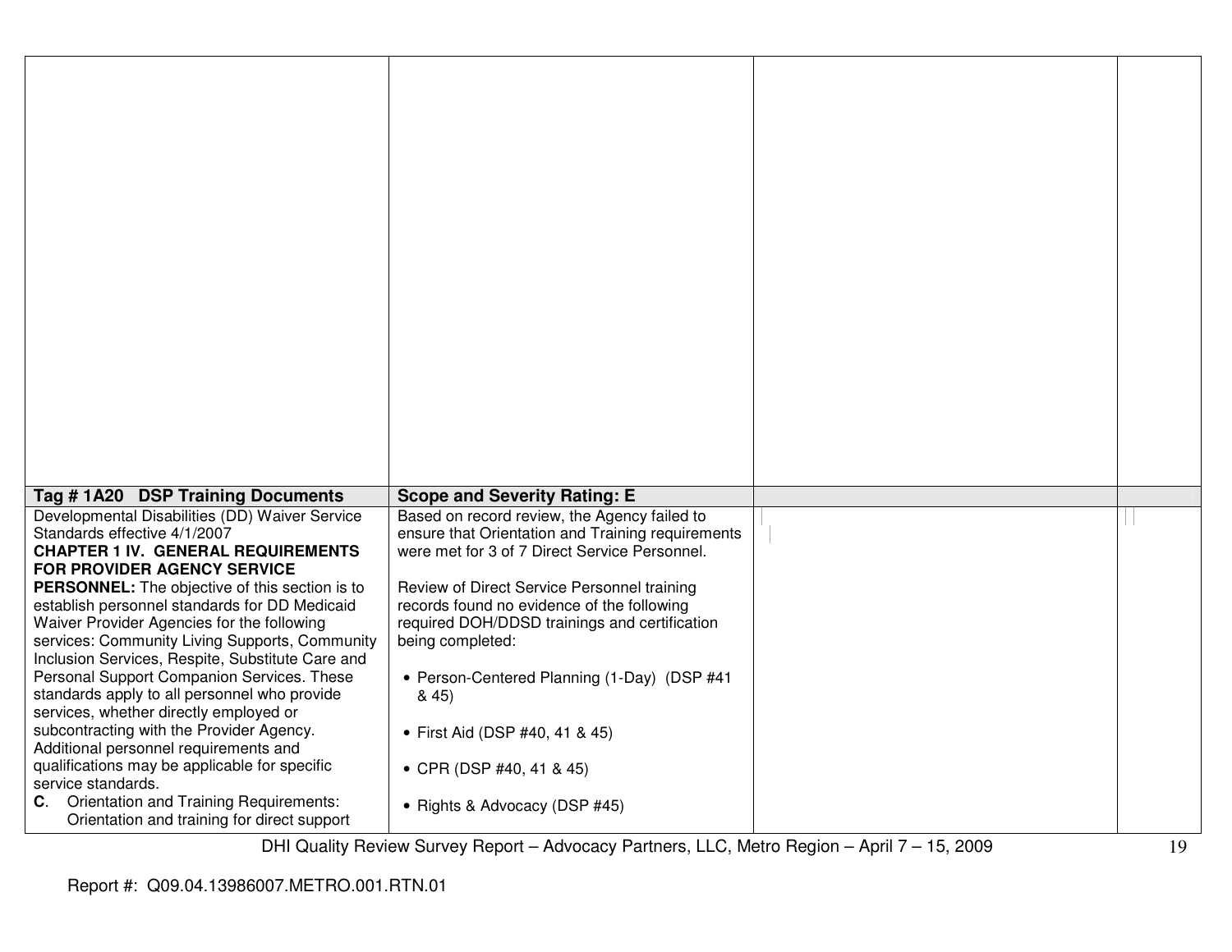| | | | |
|---|---|---|---|
| | | | |
| **Tag # 1A20 DSP Training Documents** | **Scope and Severity Rating: E** | | |
| Developmental Disabilities (DD) Waiver Service Standards effective 4/1/2007<br>**CHAPTER 1 IV. GENERAL REQUIREMENTS FOR PROVIDER AGENCY SERVICE PERSONNEL:** The objective of this section is to establish personnel standards for DD Medicaid Waiver Provider Agencies for the following services: Community Living Supports, Community Inclusion Services, Respite, Substitute Care and Personal Support Companion Services. These standards apply to all personnel who provide services, whether directly employed or subcontracting with the Provider Agency. Additional personnel requirements and qualifications may be applicable for specific service standards.<br>**C**. Orientation and Training Requirements: Orientation and training for direct support | Based on record review, the Agency failed to ensure that Orientation and Training requirements were met for 3 of 7 Direct Service Personnel.<br><br>Review of Direct Service Personnel training records found no evidence of the following required DOH/DDSD trainings and certification being completed:<br><br>• Person-Centered Planning (1-Day) (DSP #41 & 45)<br><br>• First Aid (DSP #40, 41 & 45)<br><br>• CPR (DSP #40, 41 & 45)<br><br>• Rights & Advocacy (DSP #45) | | |

DHI Quality Review Survey Report – Advocacy Partners, LLC, Metro Region – April 7 – 15, 2009

Report #: Q09.04.13986007.METRO.001.RTN.01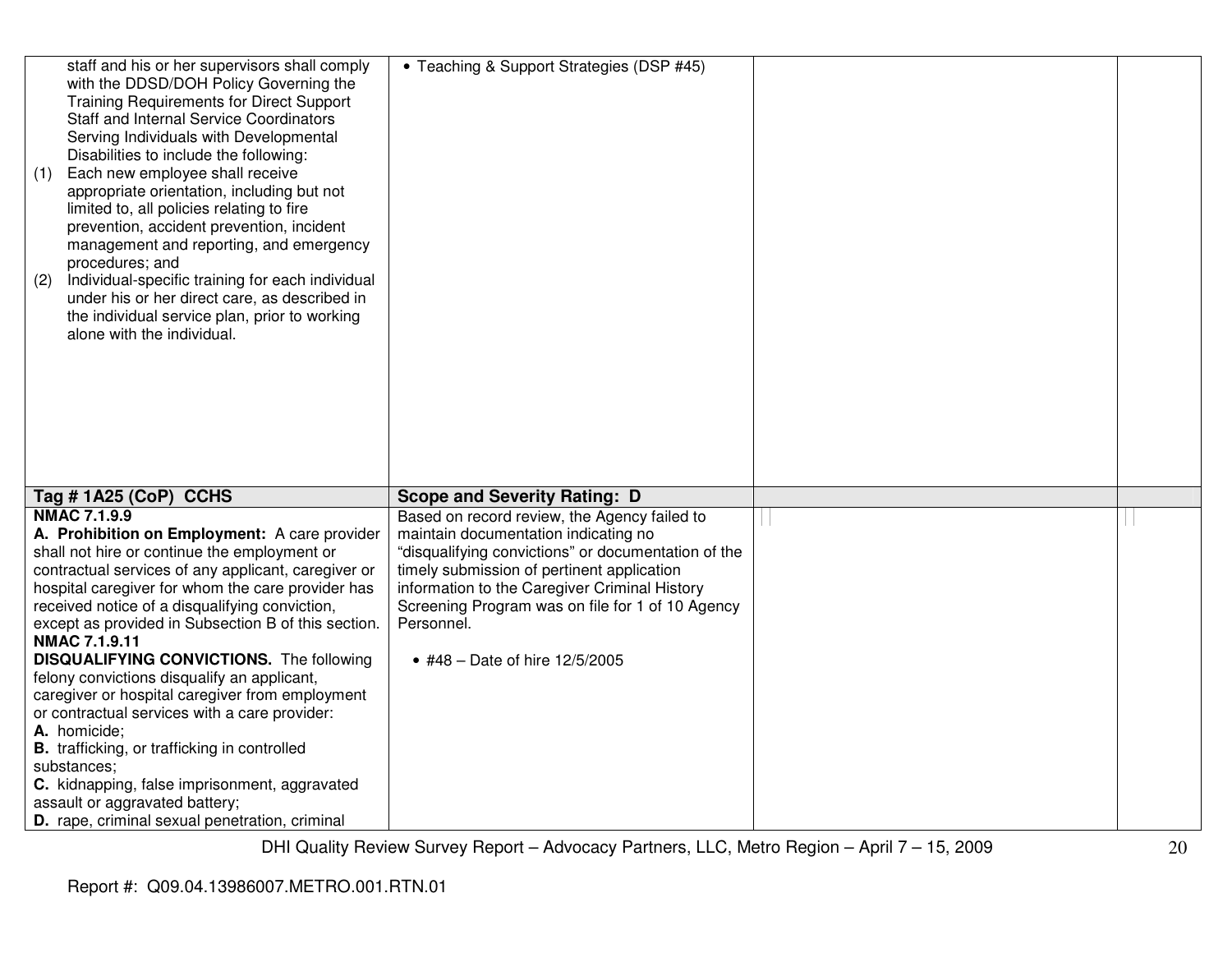| | | | |
|---|---|---|---|
| staff and his or her supervisors shall comply with the DDSD/DOH Policy Governing the Training Requirements for Direct Support Staff and Internal Service Coordinators Serving Individuals with Developmental Disabilities to include the following:<br>(1) Each new employee shall receive appropriate orientation, including but not limited to, all policies relating to fire prevention, accident prevention, incident management and reporting, and emergency procedures; and<br>(2) Individual-specific training for each individual under his or her direct care, as described in the individual service plan, prior to working alone with the individual. | • Teaching & Support Strategies (DSP #45) | | |
| **Tag # 1A25 (CoP) CCHS** | **Scope and Severity Rating: D** | | |
| **NMAC 7.1.9.9**<br>**A. Prohibition on Employment:** A care provider shall not hire or continue the employment or contractual services of any applicant, caregiver or hospital caregiver for whom the care provider has received notice of a disqualifying conviction, except as provided in Subsection B of this section.<br>**NMAC 7.1.9.11**<br>**DISQUALIFYING CONVICTIONS.** The following felony convictions disqualify an applicant, caregiver or hospital caregiver from employment or contractual services with a care provider:<br>**A.** homicide;<br>**B.** trafficking, or trafficking in controlled substances;<br>**C.** kidnapping, false imprisonment, aggravated assault or aggravated battery;<br>**D.** rape, criminal sexual penetration, criminal | Based on record review, the Agency failed to maintain documentation indicating no "disqualifying convictions" or documentation of the timely submission of pertinent application information to the Caregiver Criminal History Screening Program was on file for 1 of 10 Agency Personnel.<br><br>• #48 – Date of hire 12/5/2005 | | |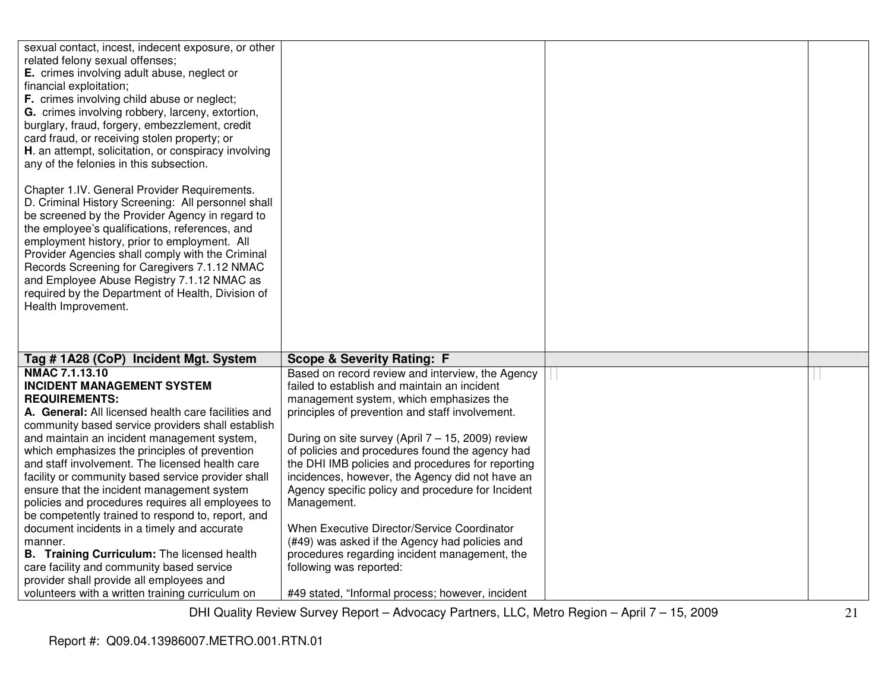| | | | |
|---|---|---|---|
| sexual contact, incest, indecent exposure, or other related felony sexual offenses;<br>**E.** crimes involving adult abuse, neglect or financial exploitation;<br>**F.** crimes involving child abuse or neglect;<br>**G.** crimes involving robbery, larceny, extortion, burglary, fraud, forgery, embezzlement, credit card fraud, or receiving stolen property; or<br>**H**. an attempt, solicitation, or conspiracy involving any of the felonies in this subsection.<br><br>Chapter 1.IV. General Provider Requirements. D. Criminal History Screening: All personnel shall be screened by the Provider Agency in regard to the employee's qualifications, references, and employment history, prior to employment. All Provider Agencies shall comply with the Criminal Records Screening for Caregivers 7.1.12 NMAC and Employee Abuse Registry 7.1.12 NMAC as required by the Department of Health, Division of Health Improvement. | | | |
| **Tag # 1A28 (CoP) Incident Mgt. System** | **Scope & Severity Rating: F** | | |
| **NMAC 7.1.13.10**<br>**INCIDENT MANAGEMENT SYSTEM REQUIREMENTS:**<br>**A. General:** All licensed health care facilities and community based service providers shall establish and maintain an incident management system, which emphasizes the principles of prevention and staff involvement. The licensed health care facility or community based service provider shall ensure that the incident management system policies and procedures requires all employees to be competently trained to respond to, report, and document incidents in a timely and accurate manner.<br>**B. Training Curriculum:** The licensed health care facility and community based service provider shall provide all employees and volunteers with a written training curriculum on | Based on record review and interview, the Agency failed to establish and maintain an incident management system, which emphasizes the principles of prevention and staff involvement.<br><br>During on site survey (April 7 – 15, 2009) review of policies and procedures found the agency had the DHI IMB policies and procedures for reporting incidences, however, the Agency did not have an Agency specific policy and procedure for Incident Management.<br><br>When Executive Director/Service Coordinator (#49) was asked if the Agency had policies and procedures regarding incident management, the following was reported:<br><br>#49 stated, "Informal process; however, incident | | |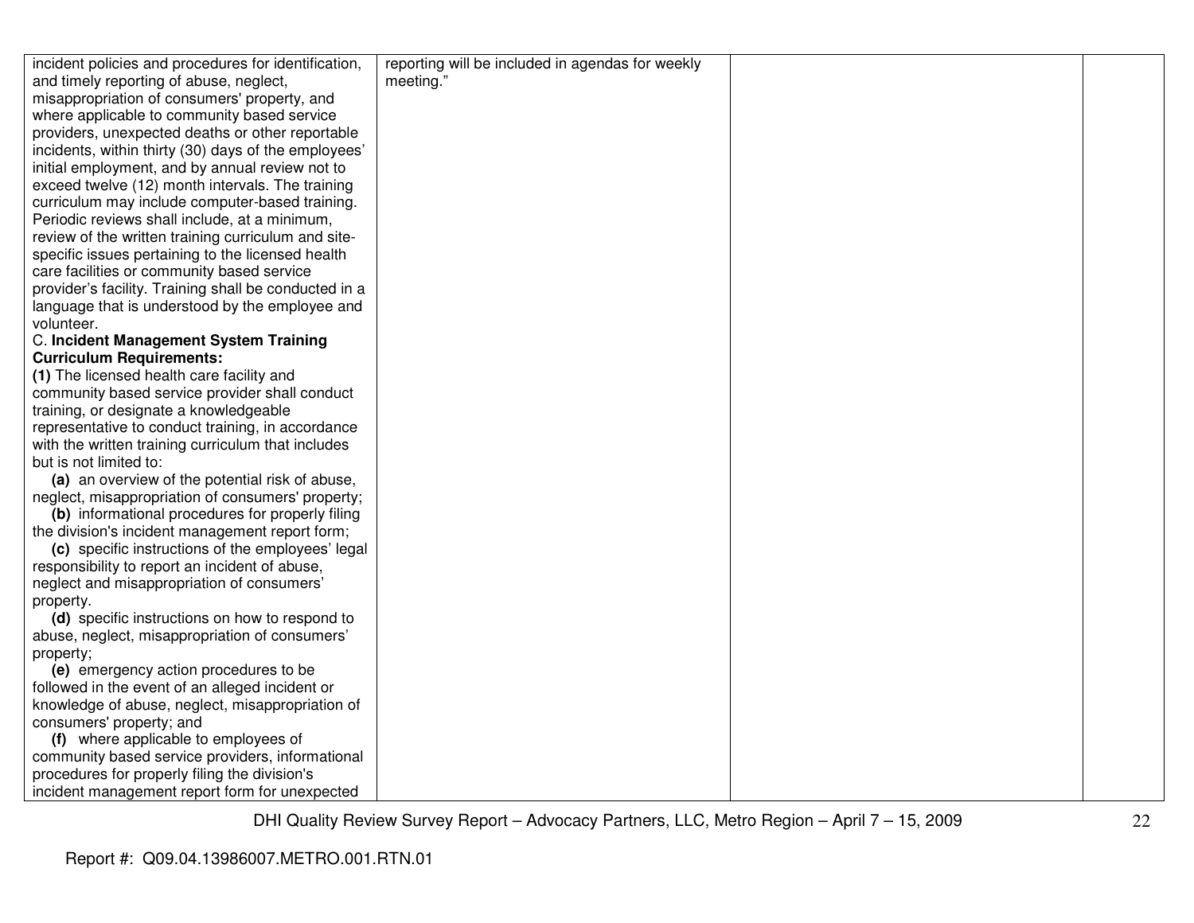| | | | |
|---|---|---|---|
| incident policies and procedures for identification, and timely reporting of abuse, neglect, misappropriation of consumers' property, and where applicable to community based service providers, unexpected deaths or other reportable incidents, within thirty (30) days of the employees' initial employment, and by annual review not to exceed twelve (12) month intervals. The training curriculum may include computer-based training. Periodic reviews shall include, at a minimum, review of the written training curriculum and site-specific issues pertaining to the licensed health care facilities or community based service provider's facility. Training shall be conducted in a language that is understood by the employee and volunteer.<br>C. **Incident Management System Training Curriculum Requirements:**<br>**(1)** The licensed health care facility and community based service provider shall conduct training, or designate a knowledgeable representative to conduct training, in accordance with the written training curriculum that includes but is not limited to:<br>**(a)** an overview of the potential risk of abuse, neglect, misappropriation of consumers' property;<br>**(b)** informational procedures for properly filing the division's incident management report form;<br>**(c)** specific instructions of the employees' legal responsibility to report an incident of abuse, neglect and misappropriation of consumers' property.<br>**(d)** specific instructions on how to respond to abuse, neglect, misappropriation of consumers' property;<br>**(e)** emergency action procedures to be followed in the event of an alleged incident or knowledge of abuse, neglect, misappropriation of consumers' property; and<br>**(f)** where applicable to employees of community based service providers, informational procedures for properly filing the division's incident management report form for unexpected | reporting will be included in agendas for weekly meeting." | | |

Report #: Q09.04.13986007.METRO.001.RTN.01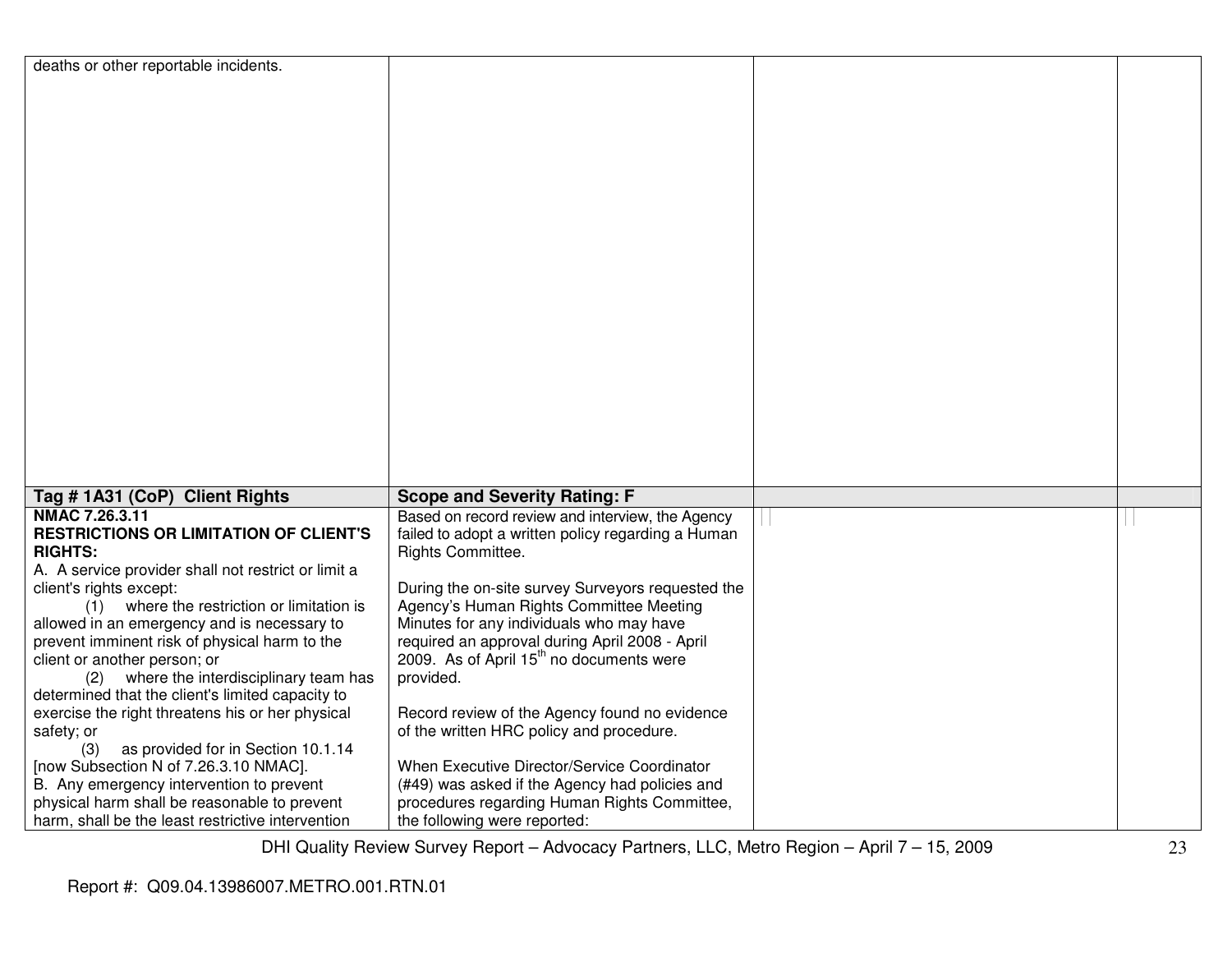| | | | |
|---|---|---|---|
| deaths or other reportable incidents. | | | |
| **Tag # 1A31 (CoP) Client Rights** | **Scope and Severity Rating: F** | | |
| **NMAC 7.26.3.11**<br>**RESTRICTIONS OR LIMITATION OF CLIENT'S RIGHTS:**<br>A. A service provider shall not restrict or limit a client's rights except:<br>(1) where the restriction or limitation is allowed in an emergency and is necessary to prevent imminent risk of physical harm to the client or another person; or<br>(2) where the interdisciplinary team has determined that the client's limited capacity to exercise the right threatens his or her physical safety; or<br>(3) as provided for in Section 10.1.14 [now Subsection N of 7.26.3.10 NMAC].<br>B. Any emergency intervention to prevent physical harm shall be reasonable to prevent harm, shall be the least restrictive intervention | Based on record review and interview, the Agency failed to adopt a written policy regarding a Human Rights Committee.<br><br>During the on-site survey Surveyors requested the Agency's Human Rights Committee Meeting Minutes for any individuals who may have required an approval during April 2008 - April 2009. As of April 15th no documents were provided.<br><br>Record review of the Agency found no evidence of the written HRC policy and procedure.<br><br>When Executive Director/Service Coordinator (#49) was asked if the Agency had policies and procedures regarding Human Rights Committee, the following were reported: | | |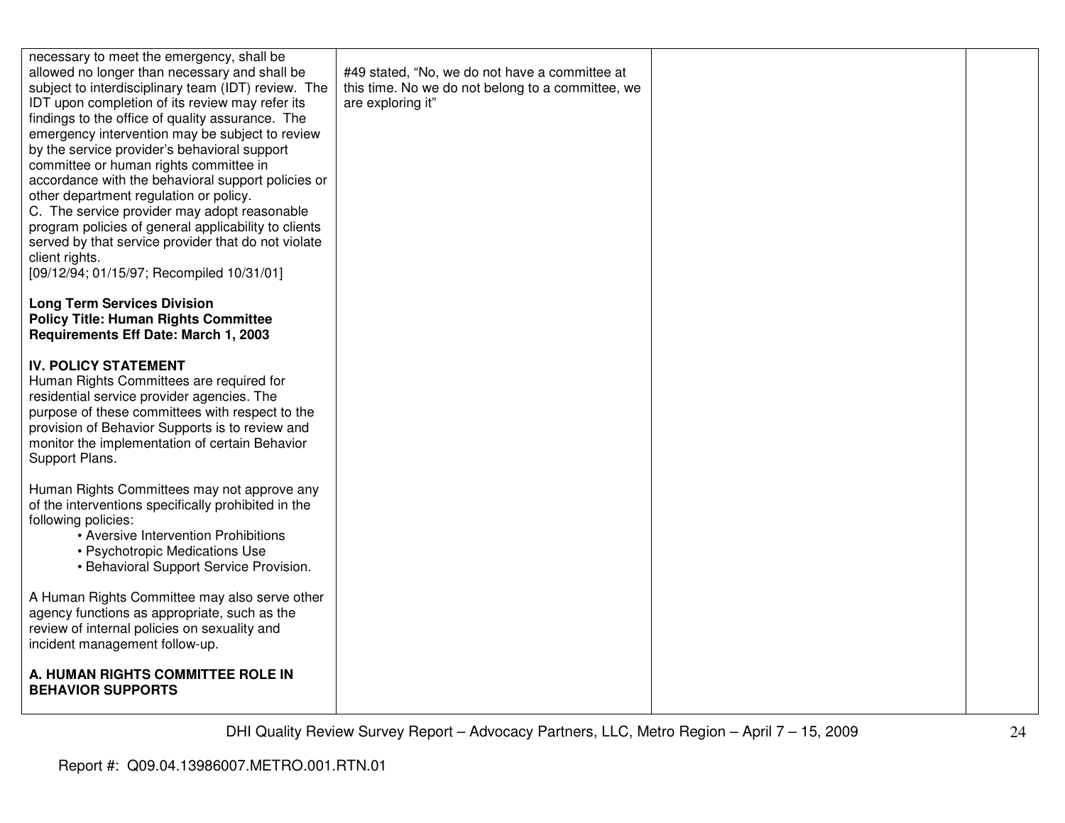| | | | |
|---|---|---|---|
| necessary to meet the emergency, shall be allowed no longer than necessary and shall be subject to interdisciplinary team (IDT) review. The IDT upon completion of its review may refer its findings to the office of quality assurance. The emergency intervention may be subject to review by the service provider's behavioral support committee or human rights committee in accordance with the behavioral support policies or other department regulation or policy.<br>C. The service provider may adopt reasonable program policies of general applicability to clients served by that service provider that do not violate client rights.<br>[09/12/94; 01/15/97; Recompiled 10/31/01]<br><br>**Long Term Services Division**<br>**Policy Title: Human Rights Committee Requirements Eff Date: March 1, 2003**<br><br>**IV. POLICY STATEMENT**<br>Human Rights Committees are required for residential service provider agencies. The purpose of these committees with respect to the provision of Behavior Supports is to review and monitor the implementation of certain Behavior Support Plans.<br><br>Human Rights Committees may not approve any of the interventions specifically prohibited in the following policies:<br>• Aversive Intervention Prohibitions<br>• Psychotropic Medications Use<br>• Behavioral Support Service Provision.<br><br>A Human Rights Committee may also serve other agency functions as appropriate, such as the review of internal policies on sexuality and incident management follow-up.<br><br>**A. HUMAN RIGHTS COMMITTEE ROLE IN BEHAVIOR SUPPORTS** | #49 stated, "No, we do not have a committee at this time. No we do not belong to a committee, we are exploring it" | | |

Report #: Q09.04.13986007.METRO.001.RTN.01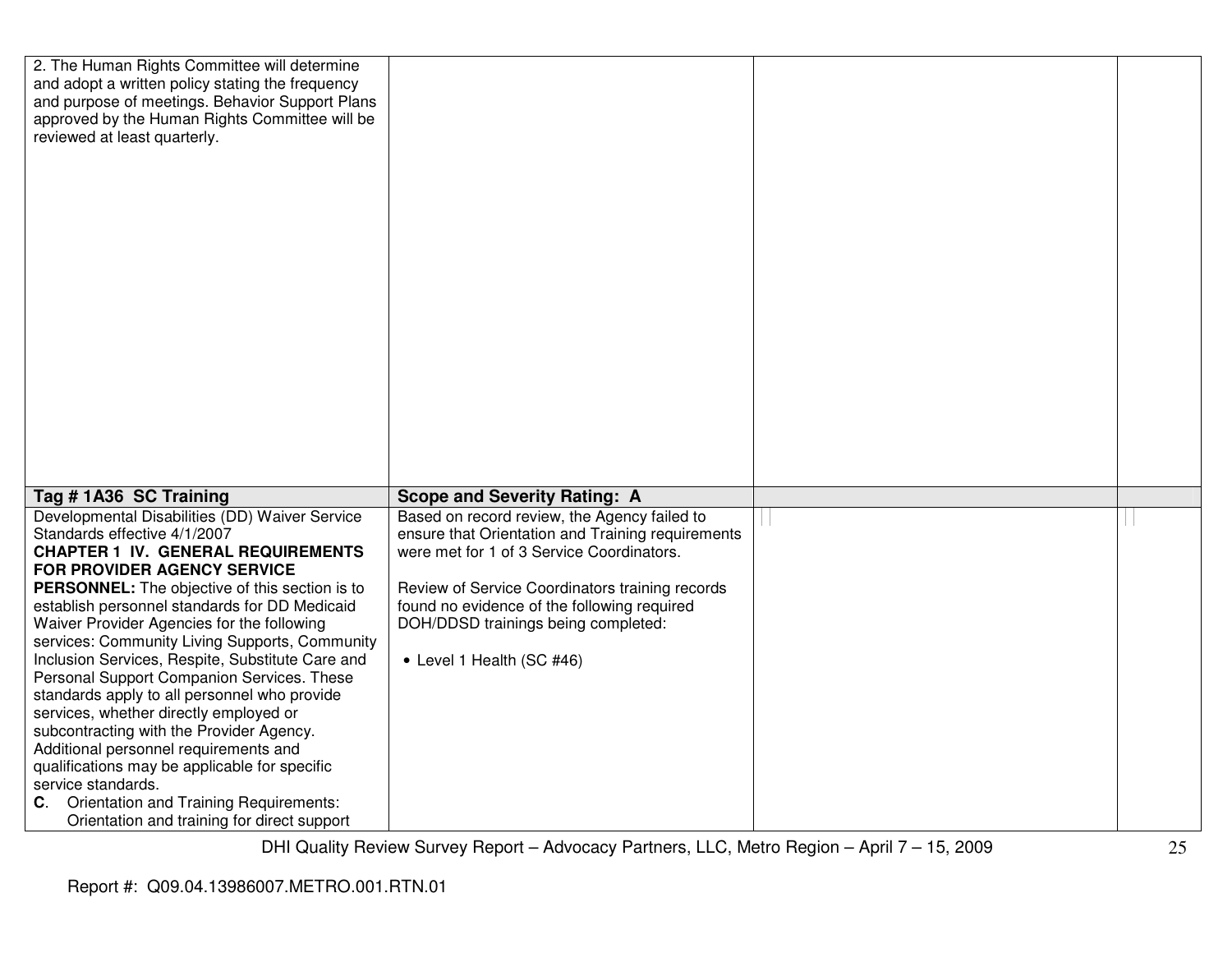| | | | |
|---|---|---|---|
| 2. The Human Rights Committee will determine and adopt a written policy stating the frequency and purpose of meetings. Behavior Support Plans approved by the Human Rights Committee will be reviewed at least quarterly. | | | |
| **Tag # 1A36 SC Training** | **Scope and Severity Rating: A** | | |
| Developmental Disabilities (DD) Waiver Service Standards effective 4/1/2007<br>**CHAPTER 1 IV. GENERAL REQUIREMENTS FOR PROVIDER AGENCY SERVICE PERSONNEL:** The objective of this section is to establish personnel standards for DD Medicaid Waiver Provider Agencies for the following services: Community Living Supports, Community Inclusion Services, Respite, Substitute Care and Personal Support Companion Services. These standards apply to all personnel who provide services, whether directly employed or subcontracting with the Provider Agency. Additional personnel requirements and qualifications may be applicable for specific service standards.<br>**C**. Orientation and Training Requirements: Orientation and training for direct support | Based on record review, the Agency failed to ensure that Orientation and Training requirements were met for 1 of 3 Service Coordinators.<br><br>Review of Service Coordinators training records found no evidence of the following required DOH/DDSD trainings being completed:<br><br>• Level 1 Health (SC #46) | | |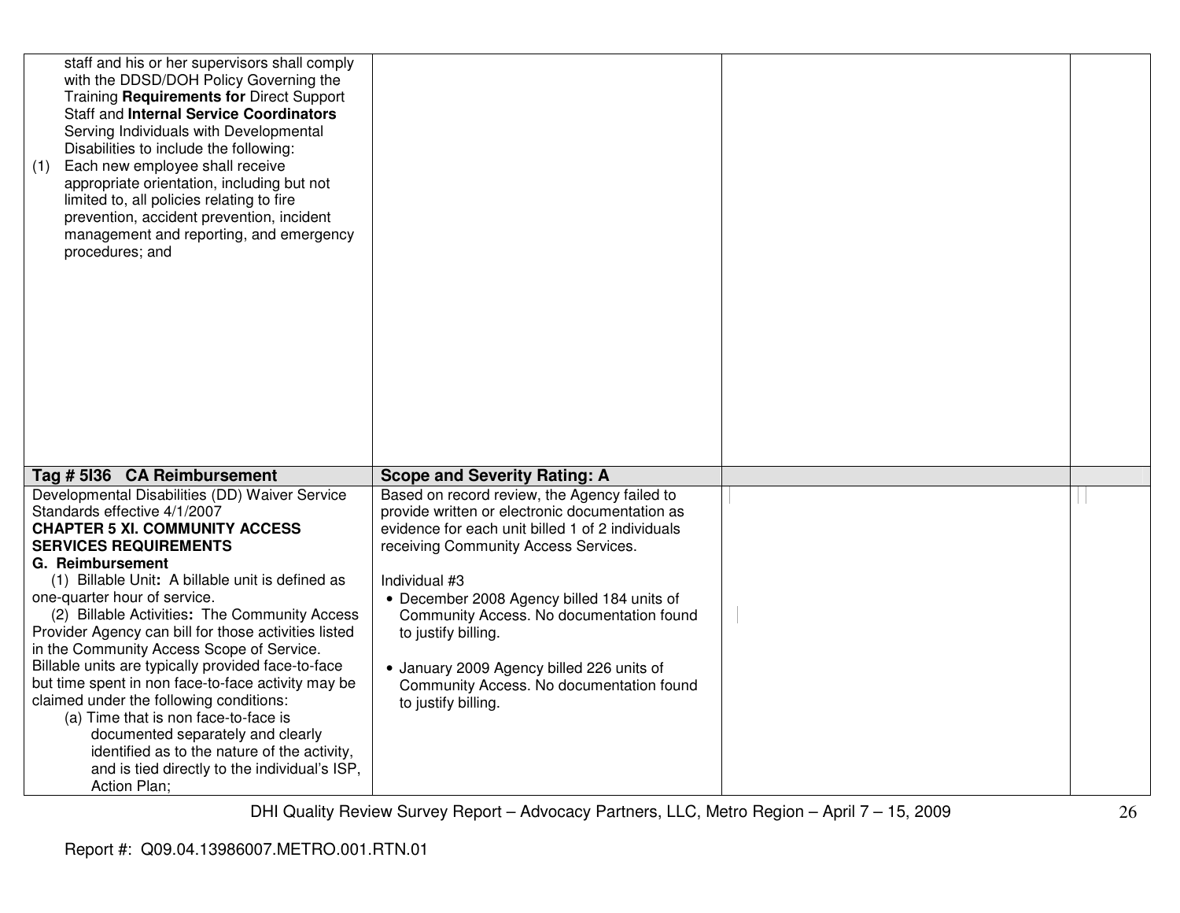| | | | |
|---|---|---|---|
| staff and his or her supervisors shall comply with the DDSD/DOH Policy Governing the Training **Requirements for** Direct Support Staff and **Internal Service Coordinators** Serving Individuals with Developmental Disabilities to include the following:<br>(1) Each new employee shall receive appropriate orientation, including but not limited to, all policies relating to fire prevention, accident prevention, incident management and reporting, and emergency procedures; and | | | |
| **Tag # 5I36 CA Reimbursement** | **Scope and Severity Rating: A** | | |
| Developmental Disabilities (DD) Waiver Service Standards effective 4/1/2007<br>**CHAPTER 5 XI. COMMUNITY ACCESS SERVICES REQUIREMENTS**<br>**G. Reimbursement**<br>(1) Billable Unit**:** A billable unit is defined as one-quarter hour of service.<br>(2) Billable Activities**:** The Community Access Provider Agency can bill for those activities listed in the Community Access Scope of Service. Billable units are typically provided face-to-face but time spent in non face-to-face activity may be claimed under the following conditions:<br>(a) Time that is non face-to-face is documented separately and clearly identified as to the nature of the activity, and is tied directly to the individual's ISP, Action Plan; | Based on record review, the Agency failed to provide written or electronic documentation as evidence for each unit billed 1 of 2 individuals receiving Community Access Services.<br><br>Individual #3<br>• December 2008 Agency billed 184 units of Community Access. No documentation found to justify billing.<br><br>• January 2009 Agency billed 226 units of Community Access. No documentation found to justify billing. | | |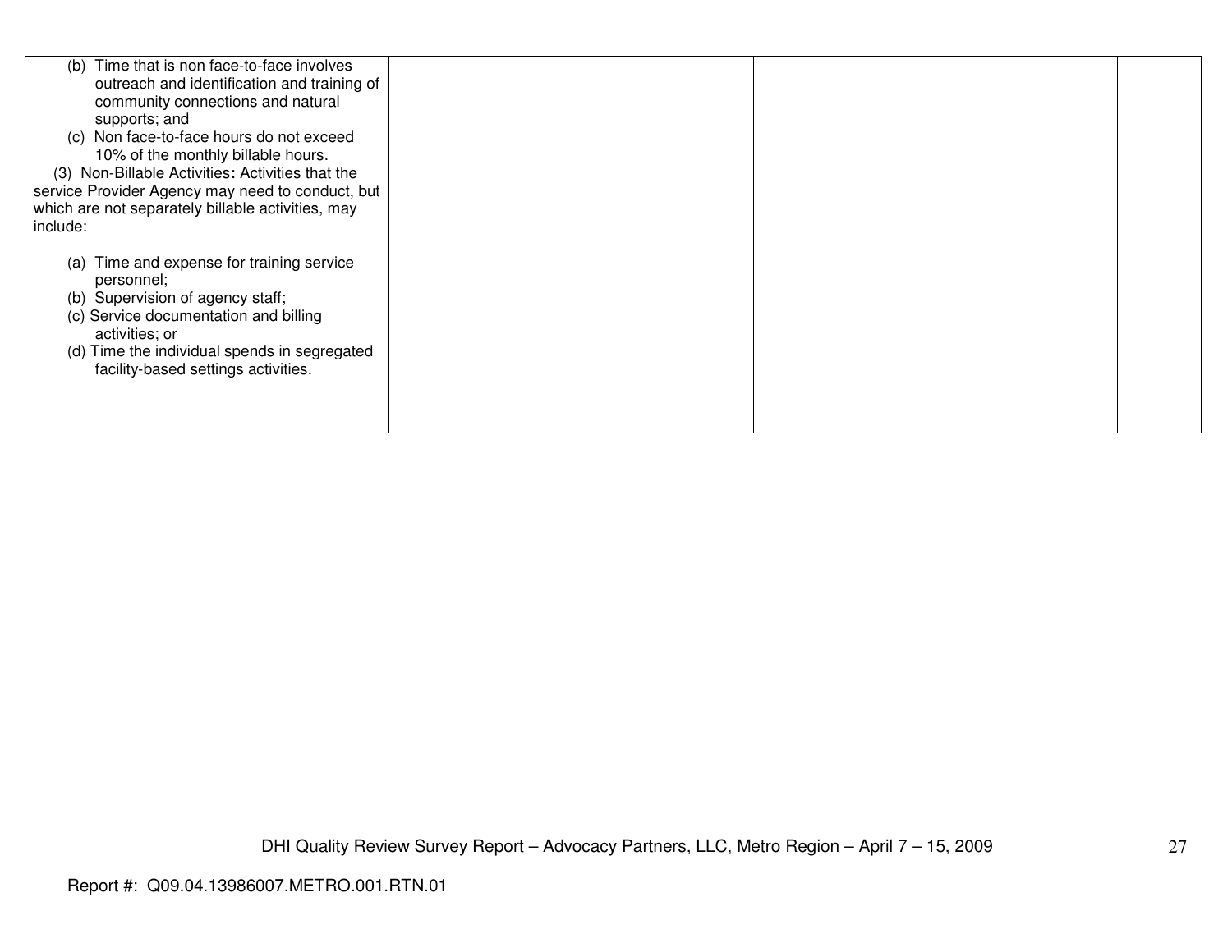| | | | |
|---|---|---|---|
| (b) Time that is non face-to-face involves outreach and identification and training of community connections and natural supports; and<br>(c) Non face-to-face hours do not exceed 10% of the monthly billable hours.<br>(3) Non-Billable Activities**:** Activities that the service Provider Agency may need to conduct, but which are not separately billable activities, may include:<br><br>(a) Time and expense for training service personnel;<br>(b) Supervision of agency staff;<br>(c) Service documentation and billing activities; or<br>(d) Time the individual spends in segregated facility-based settings activities. | | | |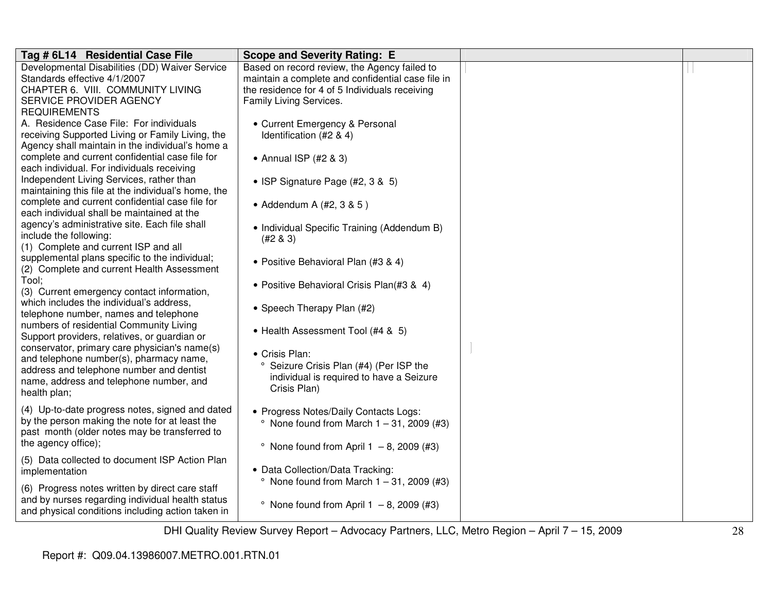| Tag # 6L14 Residential Case File | Scope and Severity Rating: E | | |
|---|---|---|---|
| Developmental Disabilities (DD) Waiver Service Standards effective 4/1/2007<br>CHAPTER 6. VIII. COMMUNITY LIVING SERVICE PROVIDER AGENCY REQUIREMENTS<br>A. Residence Case File: For individuals receiving Supported Living or Family Living, the Agency shall maintain in the individual's home a complete and current confidential case file for each individual. For individuals receiving Independent Living Services, rather than maintaining this file at the individual's home, the complete and current confidential case file for each individual shall be maintained at the agency's administrative site. Each file shall include the following:<br>(1) Complete and current ISP and all supplemental plans specific to the individual;<br>(2) Complete and current Health Assessment Tool;<br>(3) Current emergency contact information, which includes the individual's address, telephone number, names and telephone numbers of residential Community Living Support providers, relatives, or guardian or conservator, primary care physician's name(s) and telephone number(s), pharmacy name, address and telephone number and dentist name, address and telephone number, and health plan;<br>(4) Up-to-date progress notes, signed and dated by the person making the note for at least the past month (older notes may be transferred to the agency office);<br>(5) Data collected to document ISP Action Plan implementation<br>(6) Progress notes written by direct care staff and by nurses regarding individual health status and physical conditions including action taken in | Based on record review, the Agency failed to maintain a complete and confidential case file in the residence for 4 of 5 Individuals receiving Family Living Services.<br><br>• Current Emergency & Personal Identification (#2 & 4)<br><br>• Annual ISP (#2 & 3)<br><br>• ISP Signature Page (#2, 3 & 5)<br><br>• Addendum A (#2, 3 & 5 )<br><br>• Individual Specific Training (Addendum B) (#2 & 3)<br><br>• Positive Behavioral Plan (#3 & 4)<br><br>• Positive Behavioral Crisis Plan(#3 & 4)<br><br>• Speech Therapy Plan (#2)<br><br>• Health Assessment Tool (#4 & 5)<br><br>• Crisis Plan:<br>° Seizure Crisis Plan (#4) (Per ISP the individual is required to have a Seizure Crisis Plan)<br><br>• Progress Notes/Daily Contacts Logs:<br>° None found from March 1 – 31, 2009 (#3)<br>° None found from April 1 – 8, 2009 (#3)<br><br>• Data Collection/Data Tracking:<br>° None found from March 1 – 31, 2009 (#3)<br>° None found from April 1 – 8, 2009 (#3) | | |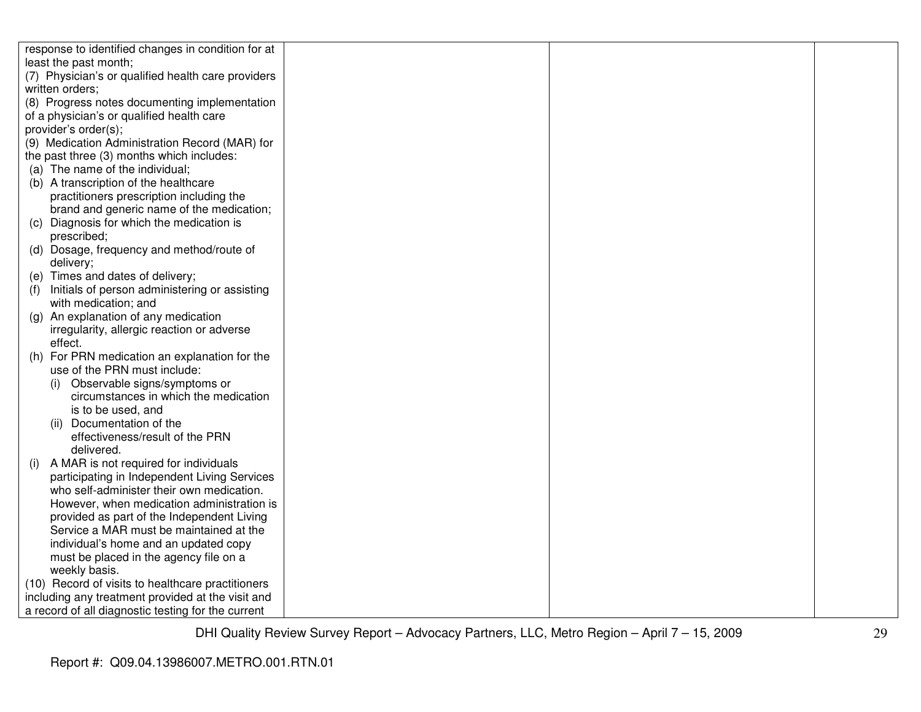| | | | |
|---|---|---|---|
| response to identified changes in condition for at least the past month;<br>(7) Physician's or qualified health care providers written orders;<br>(8) Progress notes documenting implementation of a physician's or qualified health care provider's order(s);<br>(9) Medication Administration Record (MAR) for the past three (3) months which includes:<br>(a) The name of the individual;<br>(b) A transcription of the healthcare practitioners prescription including the brand and generic name of the medication;<br>(c) Diagnosis for which the medication is prescribed;<br>(d) Dosage, frequency and method/route of delivery;<br>(e) Times and dates of delivery;<br>(f) Initials of person administering or assisting with medication; and<br>(g) An explanation of any medication irregularity, allergic reaction or adverse effect.<br>(h) For PRN medication an explanation for the use of the PRN must include:<br>(i) Observable signs/symptoms or circumstances in which the medication is to be used, and<br>(ii) Documentation of the effectiveness/result of the PRN delivered.<br>(i) A MAR is not required for individuals participating in Independent Living Services who self-administer their own medication. However, when medication administration is provided as part of the Independent Living Service a MAR must be maintained at the individual's home and an updated copy must be placed in the agency file on a weekly basis.<br>(10) Record of visits to healthcare practitioners including any treatment provided at the visit and a record of all diagnostic testing for the current | | | |

Report #: Q09.04.13986007.METRO.001.RTN.01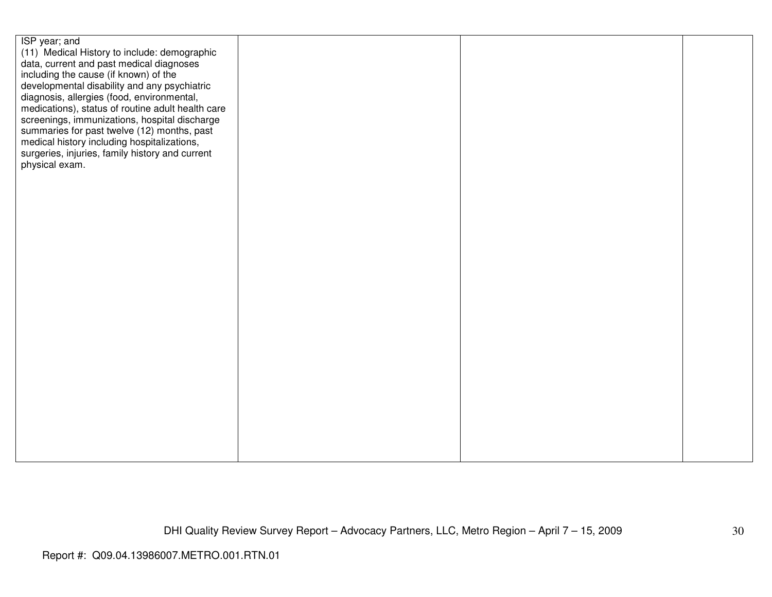| | | | |
|---|---|---|---|
| ISP year; and<br>(11) Medical History to include: demographic data, current and past medical diagnoses including the cause (if known) of the developmental disability and any psychiatric diagnosis, allergies (food, environmental, medications), status of routine adult health care screenings, immunizations, hospital discharge summaries for past twelve (12) months, past medical history including hospitalizations, surgeries, injuries, family history and current physical exam. | | | |